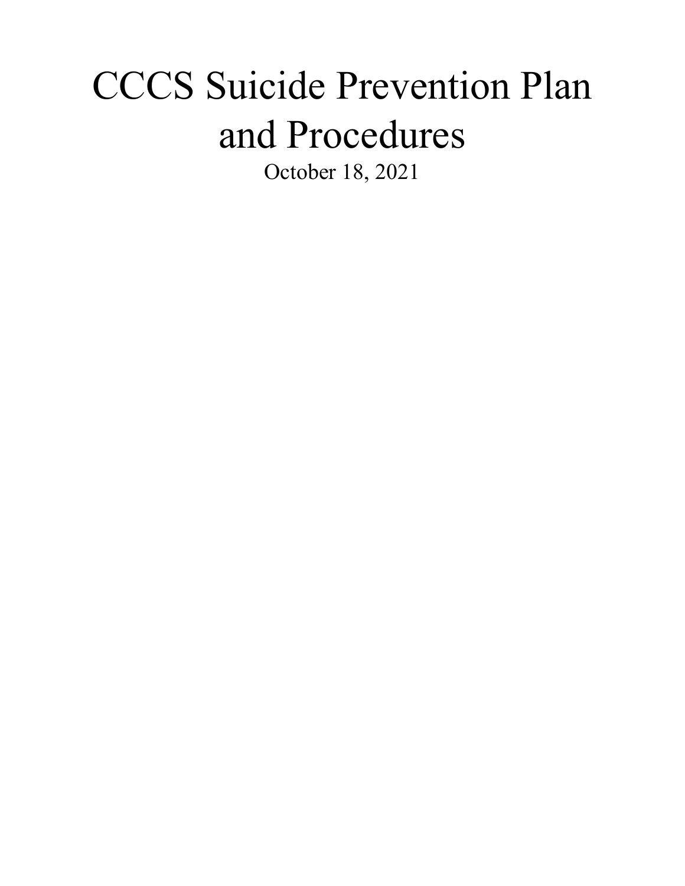# CCCS Suicide Prevention Plan and Procedures

October 18, 2021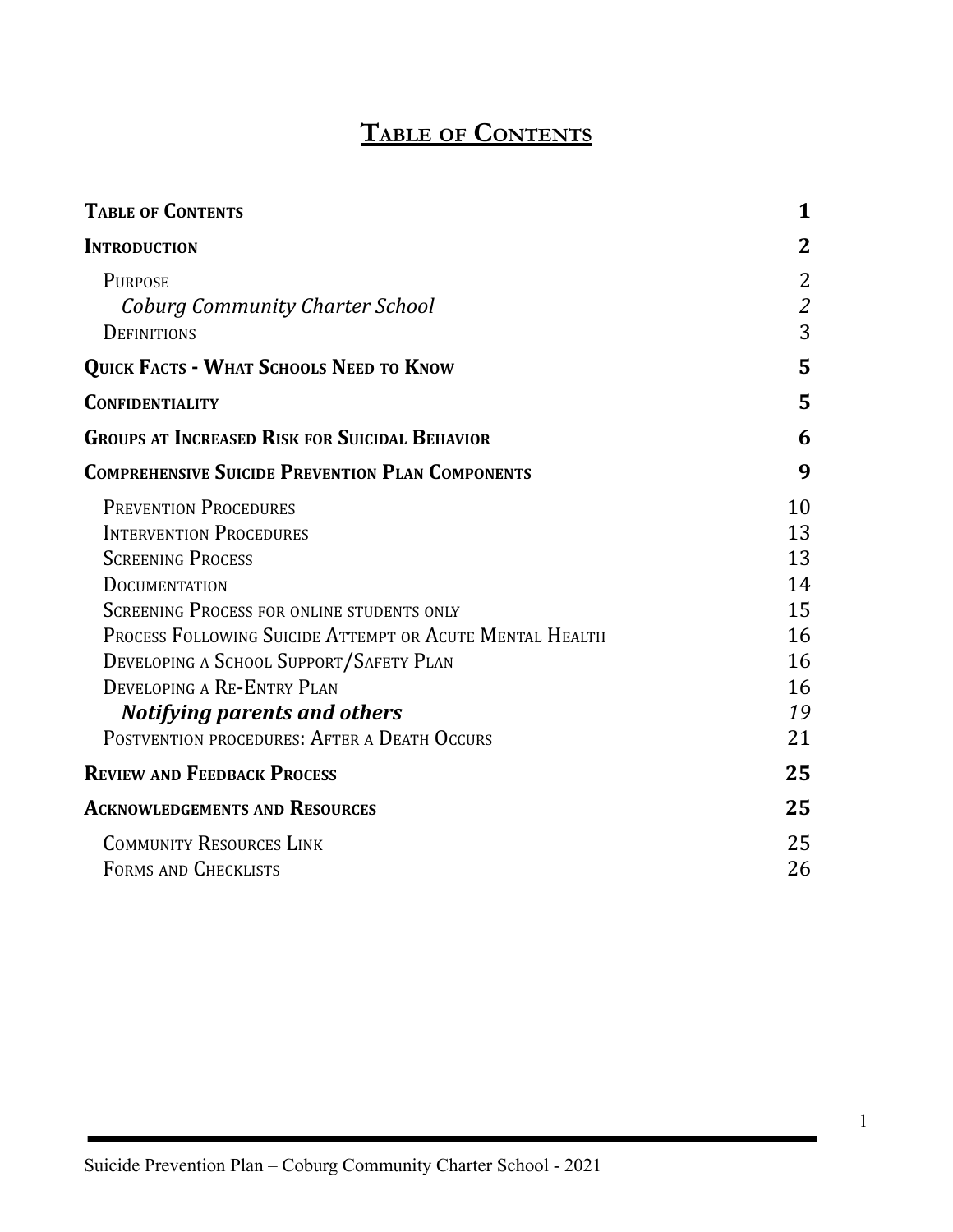# Table of Contents

| | |
|---|---|
| **Table of Contents** | **1** |
| **Introduction** | **2** |
| Purpose | 2 |
| *Coburg Community Charter School* | *2* |
| Definitions | 3 |
| **Quick Facts - What Schools Need to Know** | **5** |
| **Confidentiality** | **5** |
| **Groups at Increased Risk for Suicidal Behavior** | **6** |
| **Comprehensive Suicide Prevention Plan Components** | **9** |
| Prevention Procedures | 10 |
| Intervention Procedures | 13 |
| Screening Process | 13 |
| Documentation | 14 |
| Screening Process for online students only | 15 |
| Process Following Suicide Attempt or Acute Mental Health | 16 |
| Developing a School Support/Safety Plan | 16 |
| Developing a Re-Entry Plan | 16 |
| ***Notifying parents and others*** | *19* |
| Postvention procedures: After a Death Occurs | 21 |
| **Review and Feedback Process** | **25** |
| **Acknowledgements and Resources** | **25** |
| Community Resources Link | 25 |
| Forms and Checklists | 26 |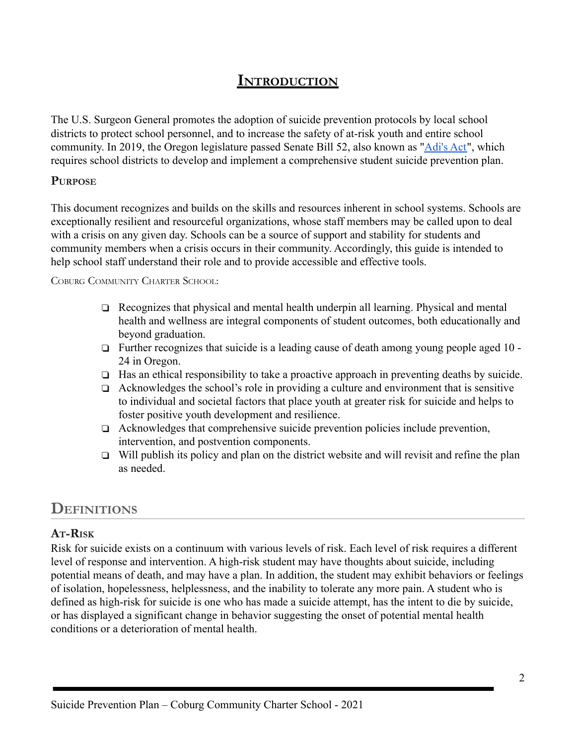# Introduction

The U.S. Surgeon General promotes the adoption of suicide prevention protocols by local school districts to protect school personnel, and to increase the safety of at-risk youth and entire school community. In 2019, the Oregon legislature passed Senate Bill 52, also known as "[Adi's Act](#)", which requires school districts to develop and implement a comprehensive student suicide prevention plan.

### Purpose

This document recognizes and builds on the skills and resources inherent in school systems. Schools are exceptionally resilient and resourceful organizations, whose staff members may be called upon to deal with a crisis on any given day. Schools can be a source of support and stability for students and community members when a crisis occurs in their community. Accordingly, this guide is intended to help school staff understand their role and to provide accessible and effective tools.

Coburg Community Charter School:

- Recognizes that physical and mental health underpin all learning. Physical and mental health and wellness are integral components of student outcomes, both educationally and beyond graduation.
- Further recognizes that suicide is a leading cause of death among young people aged 10 - 24 in Oregon.
- Has an ethical responsibility to take a proactive approach in preventing deaths by suicide.
- Acknowledges the school's role in providing a culture and environment that is sensitive to individual and societal factors that place youth at greater risk for suicide and helps to foster positive youth development and resilience.
- Acknowledges that comprehensive suicide prevention policies include prevention, intervention, and postvention components.
- Will publish its policy and plan on the district website and will revisit and refine the plan as needed.

## Definitions

### At-Risk

Risk for suicide exists on a continuum with various levels of risk. Each level of risk requires a different level of response and intervention. A high-risk student may have thoughts about suicide, including potential means of death, and may have a plan. In addition, the student may exhibit behaviors or feelings of isolation, hopelessness, helplessness, and the inability to tolerate any more pain. A student who is defined as high-risk for suicide is one who has made a suicide attempt, has the intent to die by suicide, or has displayed a significant change in behavior suggesting the onset of potential mental health conditions or a deterioration of mental health.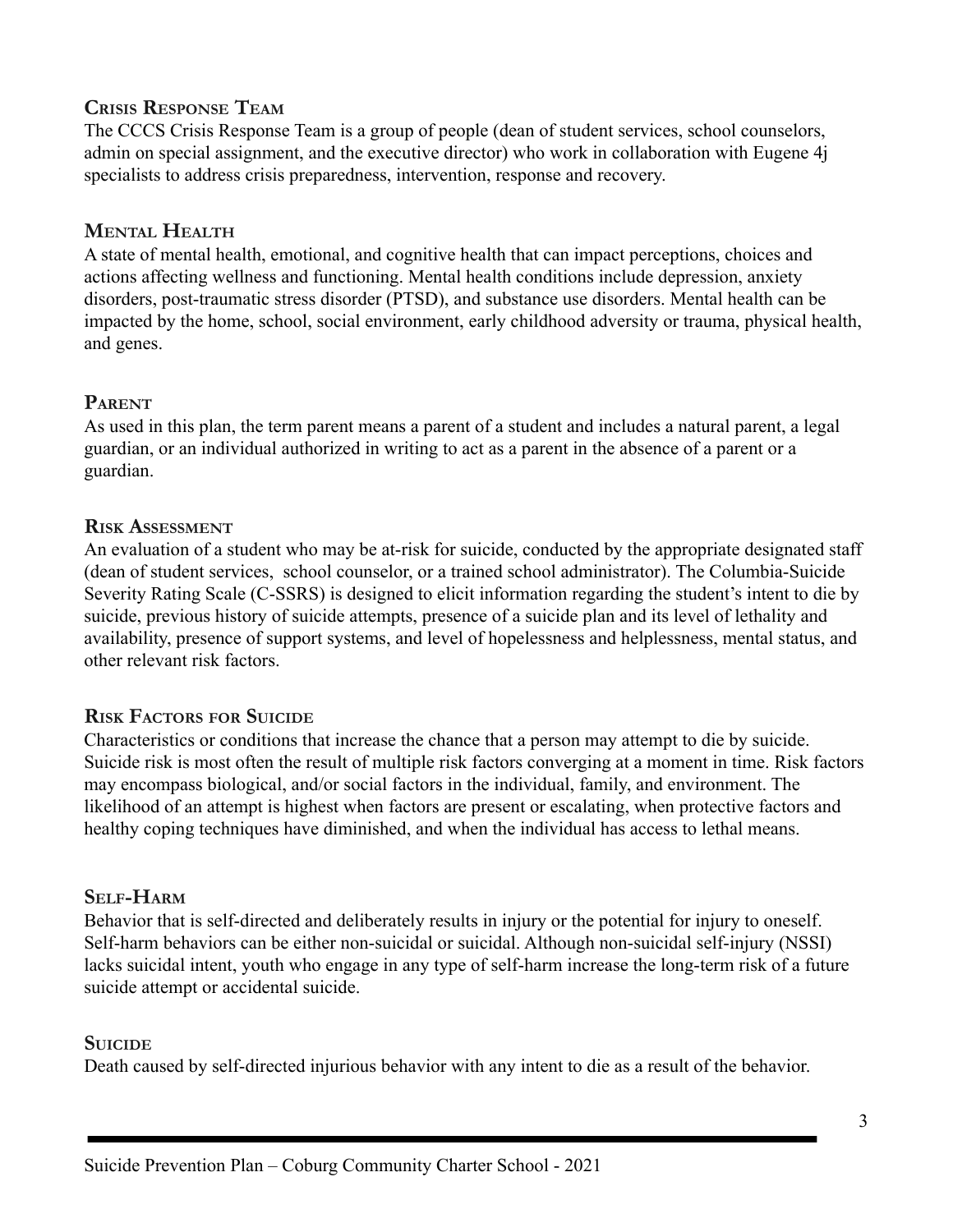### Crisis Response Team

The CCCS Crisis Response Team is a group of people (dean of student services, school counselors, admin on special assignment, and the executive director) who work in collaboration with Eugene 4j specialists to address crisis preparedness, intervention, response and recovery.

### Mental Health

A state of mental health, emotional, and cognitive health that can impact perceptions, choices and actions affecting wellness and functioning. Mental health conditions include depression, anxiety disorders, post-traumatic stress disorder (PTSD), and substance use disorders. Mental health can be impacted by the home, school, social environment, early childhood adversity or trauma, physical health, and genes.

### Parent

As used in this plan, the term parent means a parent of a student and includes a natural parent, a legal guardian, or an individual authorized in writing to act as a parent in the absence of a parent or a guardian.

### Risk Assessment

An evaluation of a student who may be at-risk for suicide, conducted by the appropriate designated staff (dean of student services, school counselor, or a trained school administrator). The Columbia-Suicide Severity Rating Scale (C-SSRS) is designed to elicit information regarding the student's intent to die by suicide, previous history of suicide attempts, presence of a suicide plan and its level of lethality and availability, presence of support systems, and level of hopelessness and helplessness, mental status, and other relevant risk factors.

### Risk Factors for Suicide

Characteristics or conditions that increase the chance that a person may attempt to die by suicide. Suicide risk is most often the result of multiple risk factors converging at a moment in time. Risk factors may encompass biological, and/or social factors in the individual, family, and environment. The likelihood of an attempt is highest when factors are present or escalating, when protective factors and healthy coping techniques have diminished, and when the individual has access to lethal means.

### Self-Harm

Behavior that is self-directed and deliberately results in injury or the potential for injury to oneself. Self-harm behaviors can be either non-suicidal or suicidal. Although non-suicidal self-injury (NSSI) lacks suicidal intent, youth who engage in any type of self-harm increase the long-term risk of a future suicide attempt or accidental suicide.

### Suicide

Death caused by self-directed injurious behavior with any intent to die as a result of the behavior.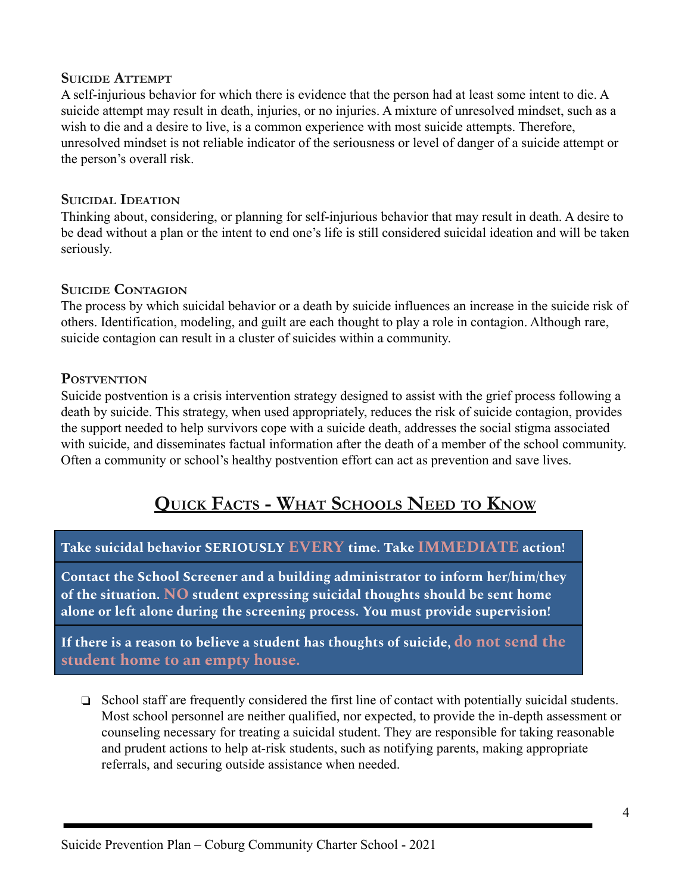### Suicide Attempt

A self-injurious behavior for which there is evidence that the person had at least some intent to die. A suicide attempt may result in death, injuries, or no injuries. A mixture of unresolved mindset, such as a wish to die and a desire to live, is a common experience with most suicide attempts. Therefore, unresolved mindset is not reliable indicator of the seriousness or level of danger of a suicide attempt or the person's overall risk.

### Suicidal Ideation

Thinking about, considering, or planning for self-injurious behavior that may result in death. A desire to be dead without a plan or the intent to end one's life is still considered suicidal ideation and will be taken seriously.

### Suicide Contagion

The process by which suicidal behavior or a death by suicide influences an increase in the suicide risk of others. Identification, modeling, and guilt are each thought to play a role in contagion. Although rare, suicide contagion can result in a cluster of suicides within a community.

### Postvention

Suicide postvention is a crisis intervention strategy designed to assist with the grief process following a death by suicide. This strategy, when used appropriately, reduces the risk of suicide contagion, provides the support needed to help survivors cope with a suicide death, addresses the social stigma associated with suicide, and disseminates factual information after the death of a member of the school community. Often a community or school's healthy postvention effort can act as prevention and save lives.

## Quick Facts - What Schools Need to Know

**Take suicidal behavior SERIOUSLY EVERY time. Take IMMEDIATE action!**

**Contact the School Screener and a building administrator to inform her/him/they of the situation. NO student expressing suicidal thoughts should be sent home alone or left alone during the screening process. You must provide supervision!**

**If there is a reason to believe a student has thoughts of suicide, do not send the student home to an empty house.**

- School staff are frequently considered the first line of contact with potentially suicidal students. Most school personnel are neither qualified, nor expected, to provide the in-depth assessment or counseling necessary for treating a suicidal student. They are responsible for taking reasonable and prudent actions to help at-risk students, such as notifying parents, making appropriate referrals, and securing outside assistance when needed.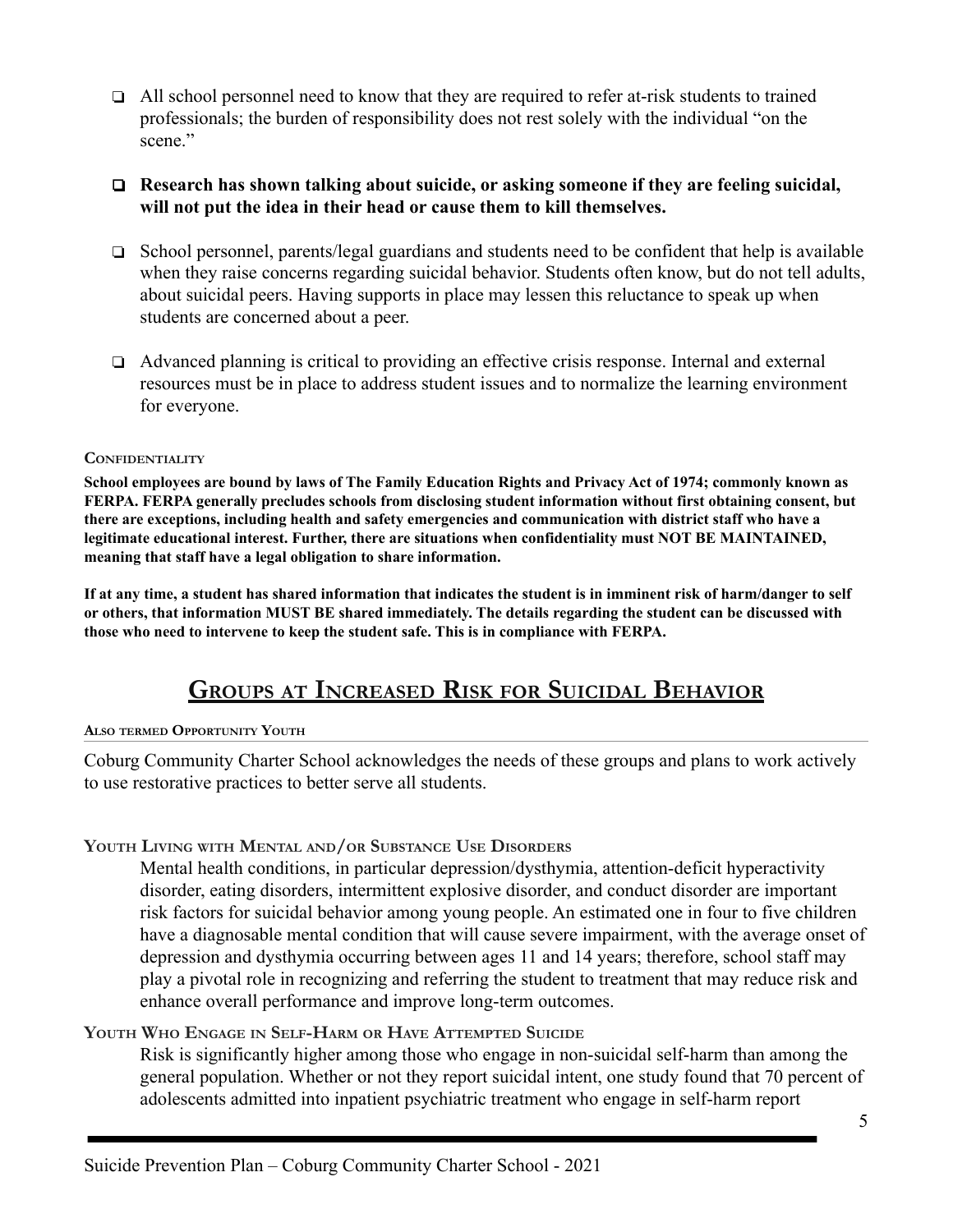- All school personnel need to know that they are required to refer at-risk students to trained professionals; the burden of responsibility does not rest solely with the individual "on the scene."

- **Research has shown talking about suicide, or asking someone if they are feeling suicidal, will not put the idea in their head or cause them to kill themselves.**

- School personnel, parents/legal guardians and students need to be confident that help is available when they raise concerns regarding suicidal behavior. Students often know, but do not tell adults, about suicidal peers. Having supports in place may lessen this reluctance to speak up when students are concerned about a peer.

- Advanced planning is critical to providing an effective crisis response. Internal and external resources must be in place to address student issues and to normalize the learning environment for everyone.

#### Confidentiality

**School employees are bound by laws of The Family Education Rights and Privacy Act of 1974; commonly known as FERPA. FERPA generally precludes schools from disclosing student information without first obtaining consent, but there are exceptions, including health and safety emergencies and communication with district staff who have a legitimate educational interest. Further, there are situations when confidentiality must NOT BE MAINTAINED, meaning that staff have a legal obligation to share information.**

**If at any time, a student has shared information that indicates the student is in imminent risk of harm/danger to self or others, that information MUST BE shared immediately. The details regarding the student can be discussed with those who need to intervene to keep the student safe. This is in compliance with FERPA.**

## Groups at Increased Risk for Suicidal Behavior

#### Also termed Opportunity Youth

Coburg Community Charter School acknowledges the needs of these groups and plans to work actively to use restorative practices to better serve all students.

#### Youth Living with Mental and/or Substance Use Disorders

Mental health conditions, in particular depression/dysthymia, attention-deficit hyperactivity disorder, eating disorders, intermittent explosive disorder, and conduct disorder are important risk factors for suicidal behavior among young people. An estimated one in four to five children have a diagnosable mental condition that will cause severe impairment, with the average onset of depression and dysthymia occurring between ages 11 and 14 years; therefore, school staff may play a pivotal role in recognizing and referring the student to treatment that may reduce risk and enhance overall performance and improve long-term outcomes.

#### Youth Who Engage in Self-Harm or Have Attempted Suicide

Risk is significantly higher among those who engage in non-suicidal self-harm than among the general population. Whether or not they report suicidal intent, one study found that 70 percent of adolescents admitted into inpatient psychiatric treatment who engage in self-harm report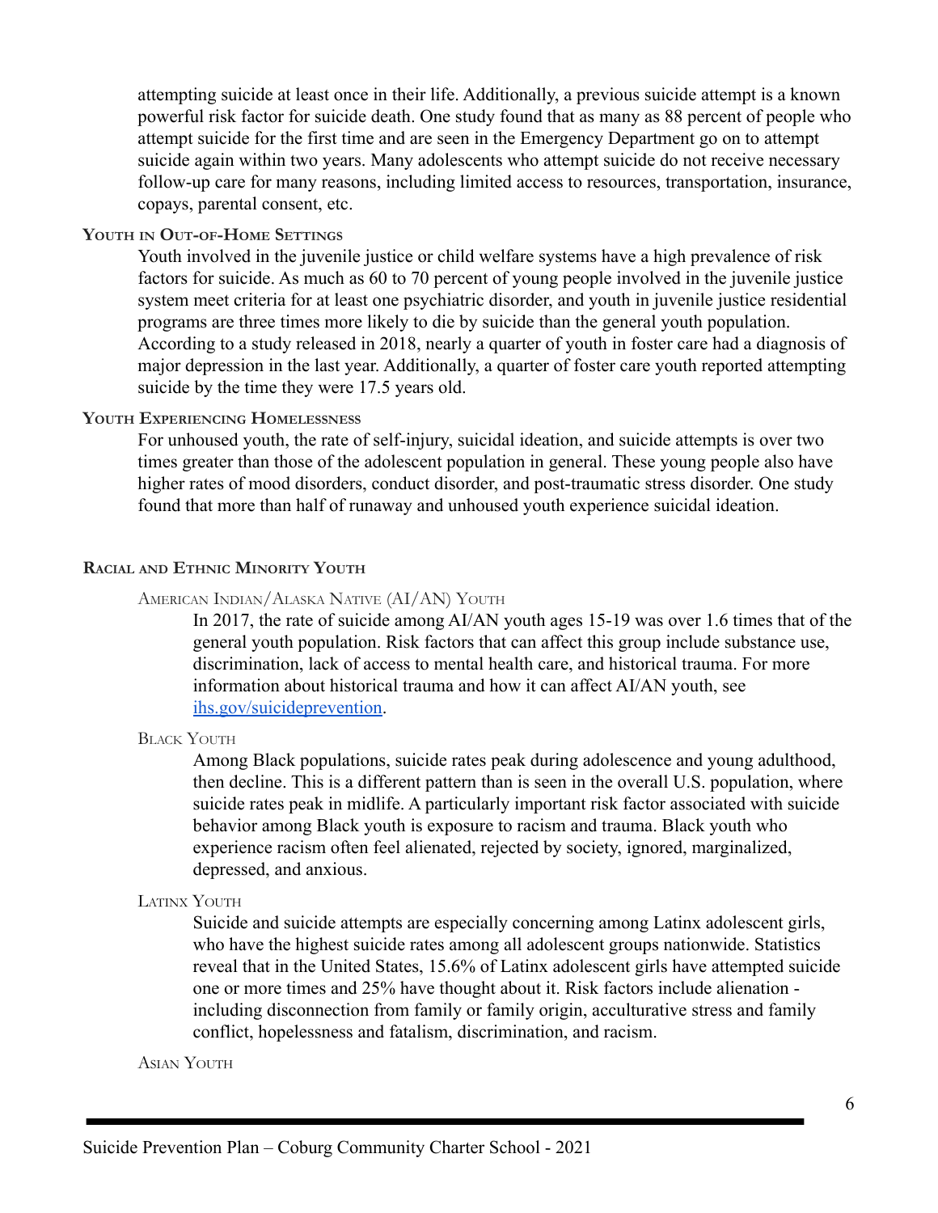attempting suicide at least once in their life. Additionally, a previous suicide attempt is a known powerful risk factor for suicide death. One study found that as many as 88 percent of people who attempt suicide for the first time and are seen in the Emergency Department go on to attempt suicide again within two years. Many adolescents who attempt suicide do not receive necessary follow-up care for many reasons, including limited access to resources, transportation, insurance, copays, parental consent, etc.

#### Youth in Out-of-Home Settings

Youth involved in the juvenile justice or child welfare systems have a high prevalence of risk factors for suicide. As much as 60 to 70 percent of young people involved in the juvenile justice system meet criteria for at least one psychiatric disorder, and youth in juvenile justice residential programs are three times more likely to die by suicide than the general youth population. According to a study released in 2018, nearly a quarter of youth in foster care had a diagnosis of major depression in the last year. Additionally, a quarter of foster care youth reported attempting suicide by the time they were 17.5 years old.

#### Youth Experiencing Homelessness

For unhoused youth, the rate of self-injury, suicidal ideation, and suicide attempts is over two times greater than those of the adolescent population in general. These young people also have higher rates of mood disorders, conduct disorder, and post-traumatic stress disorder. One study found that more than half of runaway and unhoused youth experience suicidal ideation.

### Racial and Ethnic Minority Youth

#### American Indian/Alaska Native (AI/AN) Youth

In 2017, the rate of suicide among AI/AN youth ages 15-19 was over 1.6 times that of the general youth population. Risk factors that can affect this group include substance use, discrimination, lack of access to mental health care, and historical trauma. For more information about historical trauma and how it can affect AI/AN youth, see [ihs.gov/suicideprevention](ihs.gov/suicideprevention).

#### Black Youth

Among Black populations, suicide rates peak during adolescence and young adulthood, then decline. This is a different pattern than is seen in the overall U.S. population, where suicide rates peak in midlife. A particularly important risk factor associated with suicide behavior among Black youth is exposure to racism and trauma. Black youth who experience racism often feel alienated, rejected by society, ignored, marginalized, depressed, and anxious.

#### Latinx Youth

Suicide and suicide attempts are especially concerning among Latinx adolescent girls, who have the highest suicide rates among all adolescent groups nationwide. Statistics reveal that in the United States, 15.6% of Latinx adolescent girls have attempted suicide one or more times and 25% have thought about it. Risk factors include alienation - including disconnection from family or family origin, acculturative stress and family conflict, hopelessness and fatalism, discrimination, and racism.

#### Asian Youth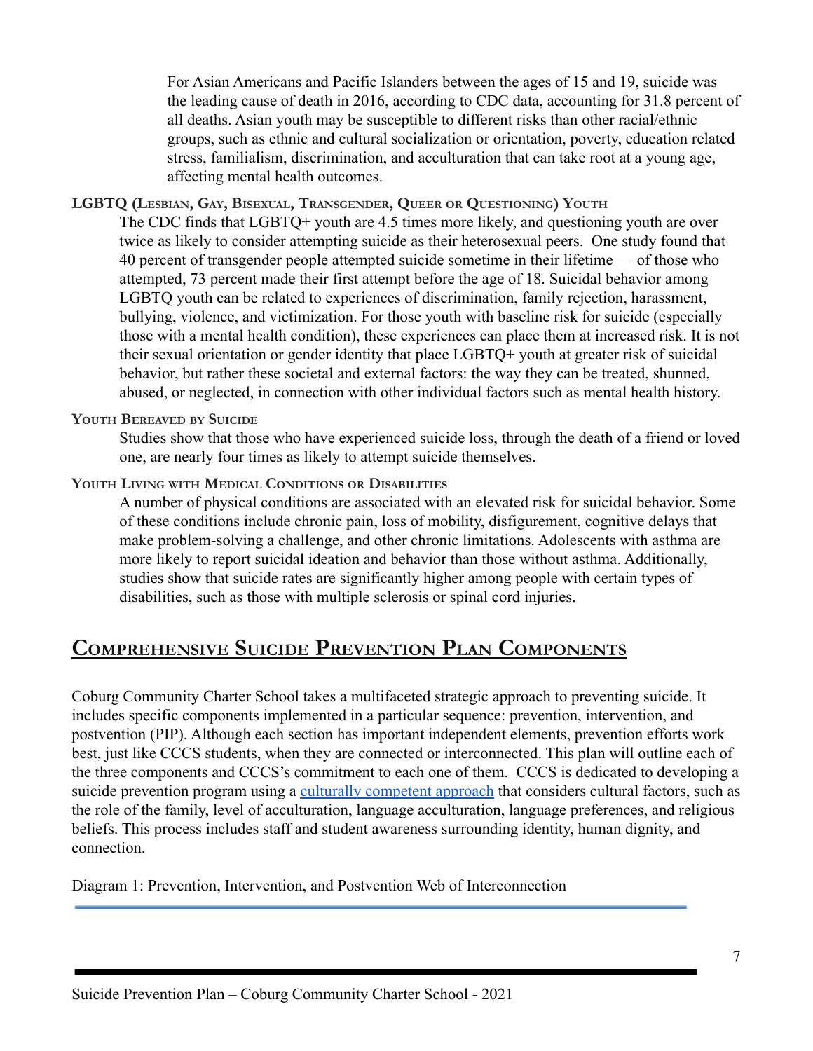For Asian Americans and Pacific Islanders between the ages of 15 and 19, suicide was the leading cause of death in 2016, according to CDC data, accounting for 31.8 percent of all deaths. Asian youth may be susceptible to different risks than other racial/ethnic groups, such as ethnic and cultural socialization or orientation, poverty, education related stress, familialism, discrimination, and acculturation that can take root at a young age, affecting mental health outcomes.

**LGBTQ (Lesbian, Gay, Bisexual, Transgender, Queer or Questioning) Youth**

The CDC finds that LGBTQ+ youth are 4.5 times more likely, and questioning youth are over twice as likely to consider attempting suicide as their heterosexual peers. One study found that 40 percent of transgender people attempted suicide sometime in their lifetime — of those who attempted, 73 percent made their first attempt before the age of 18. Suicidal behavior among LGBTQ youth can be related to experiences of discrimination, family rejection, harassment, bullying, violence, and victimization. For those youth with baseline risk for suicide (especially those with a mental health condition), these experiences can place them at increased risk. It is not their sexual orientation or gender identity that place LGBTQ+ youth at greater risk of suicidal behavior, but rather these societal and external factors: the way they can be treated, shunned, abused, or neglected, in connection with other individual factors such as mental health history.

**Youth Bereaved by Suicide**

Studies show that those who have experienced suicide loss, through the death of a friend or loved one, are nearly four times as likely to attempt suicide themselves.

**Youth Living with Medical Conditions or Disabilities**

A number of physical conditions are associated with an elevated risk for suicidal behavior. Some of these conditions include chronic pain, loss of mobility, disfigurement, cognitive delays that make problem-solving a challenge, and other chronic limitations. Adolescents with asthma are more likely to report suicidal ideation and behavior than those without asthma. Additionally, studies show that suicide rates are significantly higher among people with certain types of disabilities, such as those with multiple sclerosis or spinal cord injuries.

## Comprehensive Suicide Prevention Plan Components

Coburg Community Charter School takes a multifaceted strategic approach to preventing suicide. It includes specific components implemented in a particular sequence: prevention, intervention, and postvention (PIP). Although each section has important independent elements, prevention efforts work best, just like CCCS students, when they are connected or interconnected. This plan will outline each of the three components and CCCS's commitment to each one of them. CCCS is dedicated to developing a suicide prevention program using a culturally competent approach that considers cultural factors, such as the role of the family, level of acculturation, language acculturation, language preferences, and religious beliefs. This process includes staff and student awareness surrounding identity, human dignity, and connection.

Diagram 1: Prevention, Intervention, and Postvention Web of Interconnection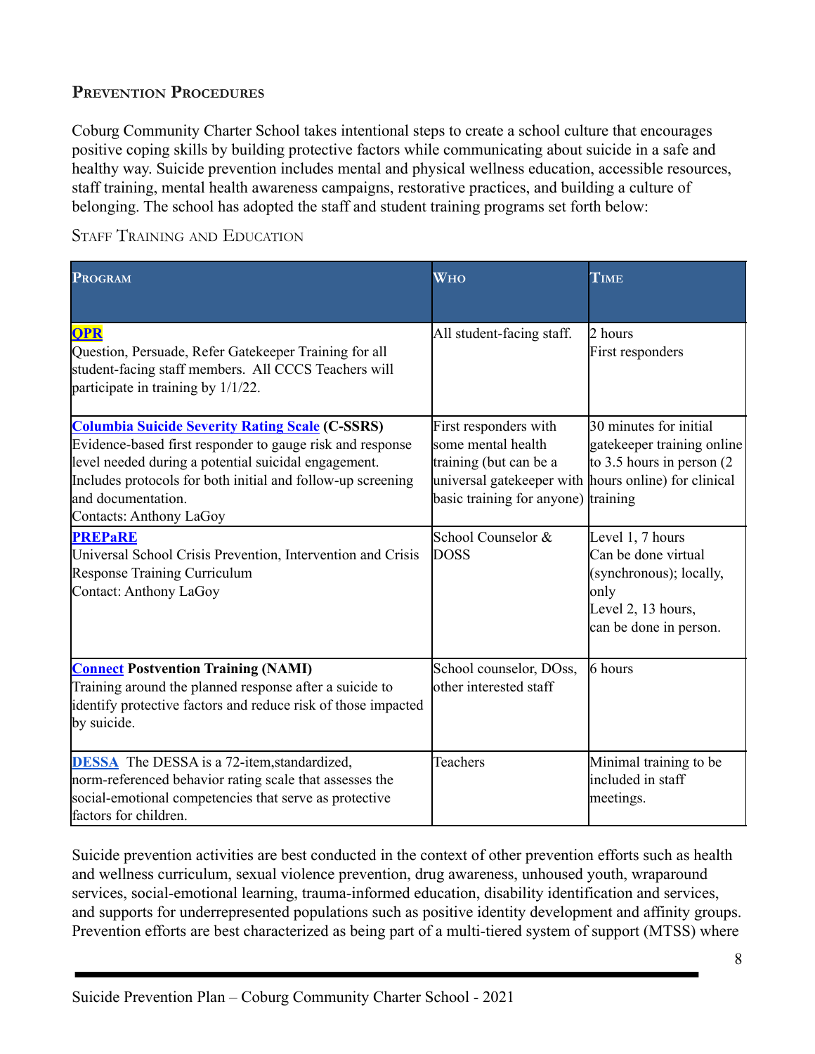## Prevention Procedures

Coburg Community Charter School takes intentional steps to create a school culture that encourages positive coping skills by building protective factors while communicating about suicide in a safe and healthy way. Suicide prevention includes mental and physical wellness education, accessible resources, staff training, mental health awareness campaigns, restorative practices, and building a culture of belonging. The school has adopted the staff and student training programs set forth below:

### Staff Training and Education

| Program | Who | Time |
|---|---|---|
| **QPR**<br>Question, Persuade, Refer Gatekeeper Training for all student-facing staff members. All CCCS Teachers will participate in training by 1/1/22. | All student-facing staff. | 2 hours<br>First responders |
| **Columbia Suicide Severity Rating Scale (C-SSRS)**<br>Evidence-based first responder to gauge risk and response level needed during a potential suicidal engagement. Includes protocols for both initial and follow-up screening and documentation.<br>Contacts: Anthony LaGoy | First responders with some mental health training (but can be a universal gatekeeper with basic training for anyone) | 30 minutes for initial gatekeeper training online to 3.5 hours in person (2 hours online) for clinical training |
| **PREPaRE**<br>Universal School Crisis Prevention, Intervention and Crisis Response Training Curriculum<br>Contact: Anthony LaGoy | School Counselor & DOSS | Level 1, 7 hours<br>Can be done virtual (synchronous); locally, only<br>Level 2, 13 hours, can be done in person. |
| **Connect Postvention Training (NAMI)**<br>Training around the planned response after a suicide to identify protective factors and reduce risk of those impacted by suicide. | School counselor, DOss, other interested staff | 6 hours |
| **DESSA** The DESSA is a 72-item,standardized, norm-referenced behavior rating scale that assesses the social-emotional competencies that serve as protective factors for children. | Teachers | Minimal training to be included in staff meetings. |

Suicide prevention activities are best conducted in the context of other prevention efforts such as health and wellness curriculum, sexual violence prevention, drug awareness, unhoused youth, wraparound services, social-emotional learning, trauma-informed education, disability identification and services, and supports for underrepresented populations such as positive identity development and affinity groups. Prevention efforts are best characterized as being part of a multi-tiered system of support (MTSS) where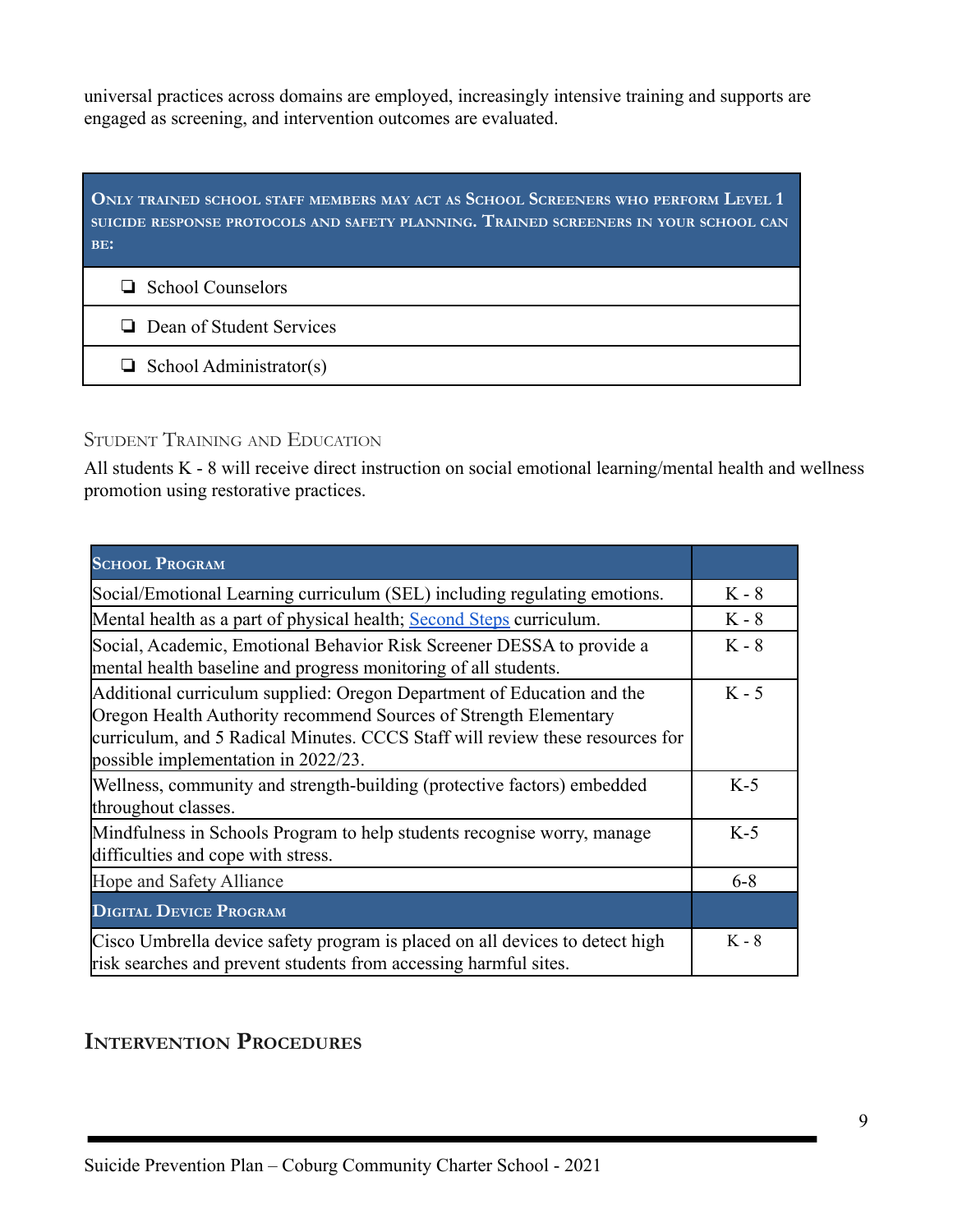universal practices across domains are employed, increasingly intensive training and supports are engaged as screening, and intervention outcomes are evaluated.

| **Only trained school staff members may act as School Screeners who perform Level 1 suicide response protocols and safety planning. Trained screeners in your school can be:** |
|---|
| ❏ School Counselors |
| ❏ Dean of Student Services |
| ❏ School Administrator(s) |

### Student Training and Education

All students K - 8 will receive direct instruction on social emotional learning/mental health and wellness promotion using restorative practices.

| **School Program** | |
|---|---|
| Social/Emotional Learning curriculum (SEL) including regulating emotions. | K - 8 |
| Mental health as a part of physical health; [Second Steps](#) curriculum. | K - 8 |
| Social, Academic, Emotional Behavior Risk Screener DESSA to provide a mental health baseline and progress monitoring of all students. | K - 8 |
| Additional curriculum supplied: Oregon Department of Education and the Oregon Health Authority recommend Sources of Strength Elementary curriculum, and 5 Radical Minutes. CCCS Staff will review these resources for possible implementation in 2022/23. | K - 5 |
| Wellness, community and strength-building (protective factors) embedded throughout classes. | K-5 |
| Mindfulness in Schools Program to help students recognise worry, manage difficulties and cope with stress. | K-5 |
| Hope and Safety Alliance | 6-8 |
| **Digital Device Program** | |
| Cisco Umbrella device safety program is placed on all devices to detect high risk searches and prevent students from accessing harmful sites. | K - 8 |

## Intervention Procedures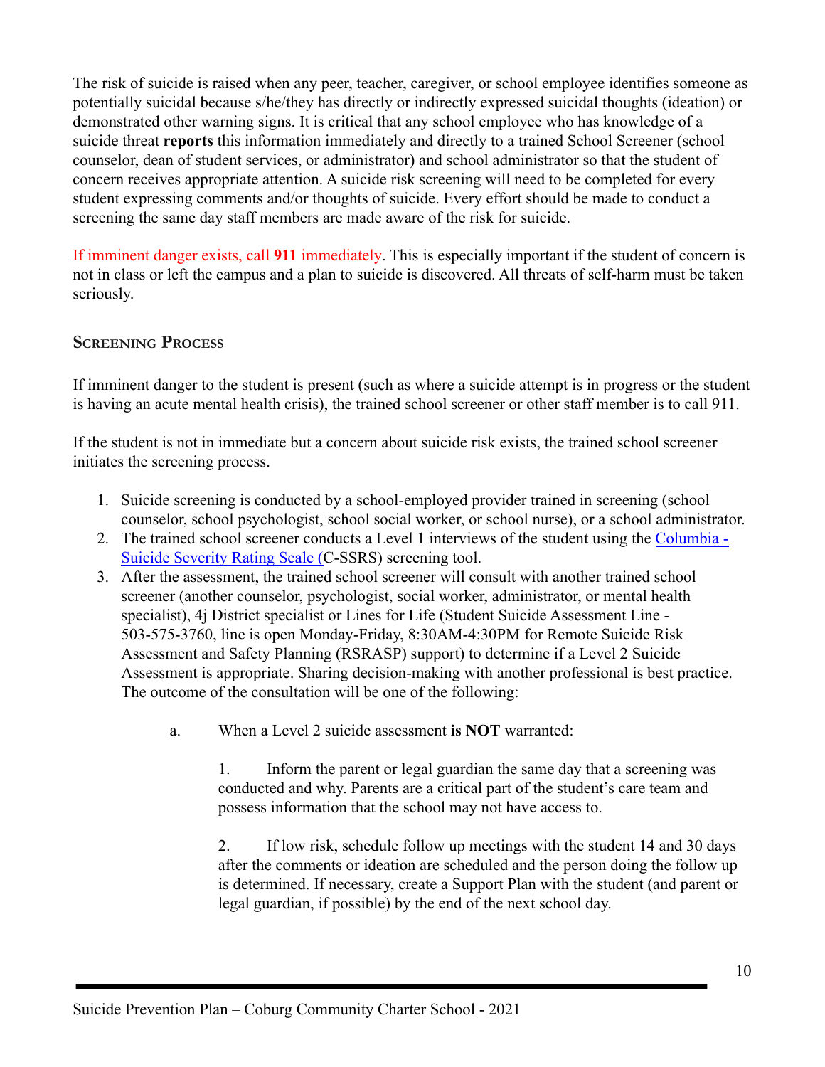The risk of suicide is raised when any peer, teacher, caregiver, or school employee identifies someone as potentially suicidal because s/he/they has directly or indirectly expressed suicidal thoughts (ideation) or demonstrated other warning signs. It is critical that any school employee who has knowledge of a suicide threat **reports** this information immediately and directly to a trained School Screener (school counselor, dean of student services, or administrator) and school administrator so that the student of concern receives appropriate attention. A suicide risk screening will need to be completed for every student expressing comments and/or thoughts of suicide. Every effort should be made to conduct a screening the same day staff members are made aware of the risk for suicide.

If imminent danger exists, call **911** immediately. This is especially important if the student of concern is not in class or left the campus and a plan to suicide is discovered. All threats of self-harm must be taken seriously.

### Screening Process

If imminent danger to the student is present (such as where a suicide attempt is in progress or the student is having an acute mental health crisis), the trained school screener or other staff member is to call 911.

If the student is not in immediate but a concern about suicide risk exists, the trained school screener initiates the screening process.

1. Suicide screening is conducted by a school-employed provider trained in screening (school counselor, school psychologist, school social worker, or school nurse), or a school administrator.
2. The trained school screener conducts a Level 1 interviews of the student using the [Columbia - Suicide Severity Rating Scale (](#)C-SSRS) screening tool.
3. After the assessment, the trained school screener will consult with another trained school screener (another counselor, psychologist, social worker, administrator, or mental health specialist), 4j District specialist or Lines for Life (Student Suicide Assessment Line - 503-575-3760, line is open Monday-Friday, 8:30AM-4:30PM for Remote Suicide Risk Assessment and Safety Planning (RSRASP) support) to determine if a Level 2 Suicide Assessment is appropriate. Sharing decision-making with another professional is best practice. The outcome of the consultation will be one of the following:

   a. When a Level 2 suicide assessment **is NOT** warranted:

      1. Inform the parent or legal guardian the same day that a screening was conducted and why. Parents are a critical part of the student's care team and possess information that the school may not have access to.

      2. If low risk, schedule follow up meetings with the student 14 and 30 days after the comments or ideation are scheduled and the person doing the follow up is determined. If necessary, create a Support Plan with the student (and parent or legal guardian, if possible) by the end of the next school day.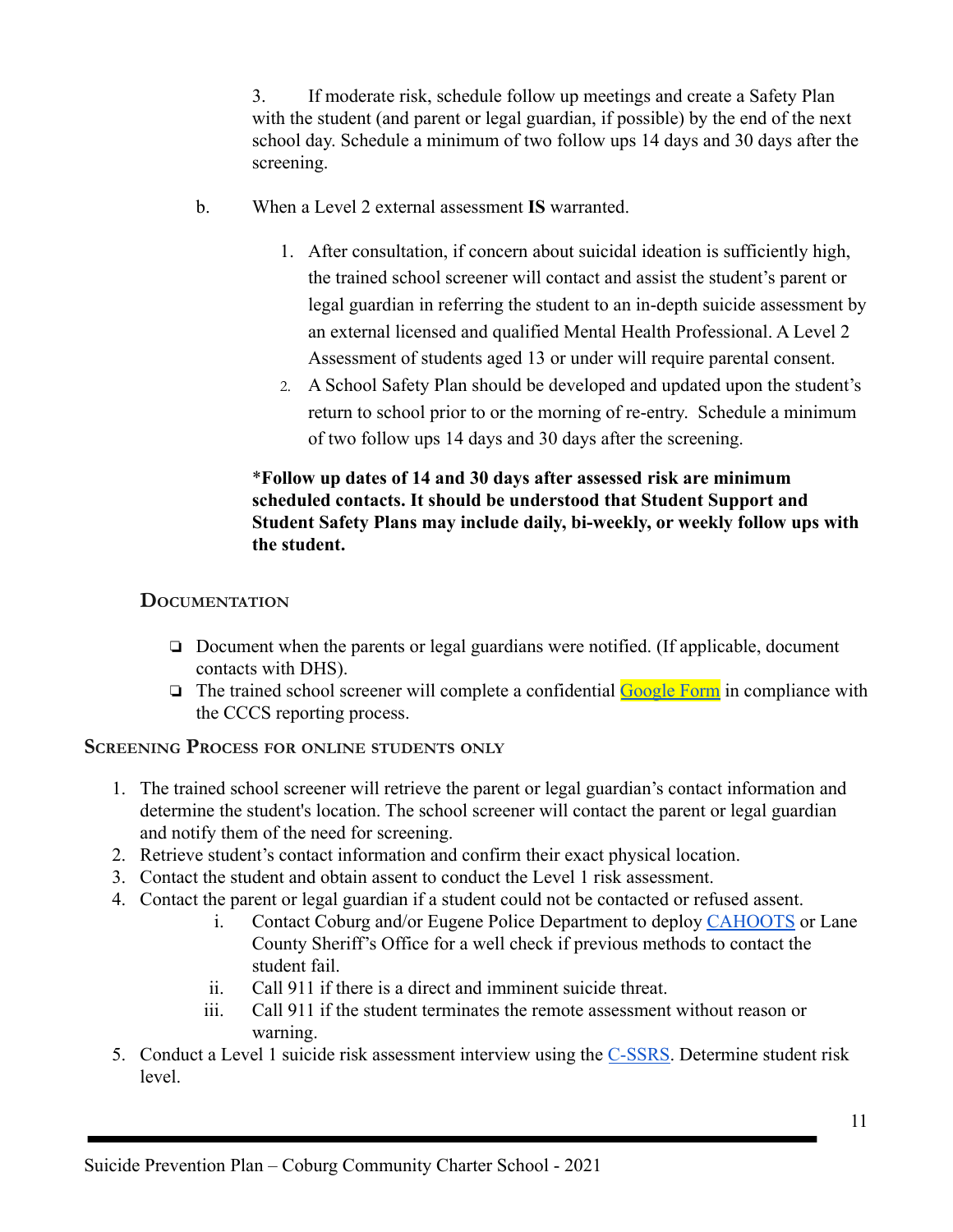3. If moderate risk, schedule follow up meetings and create a Safety Plan with the student (and parent or legal guardian, if possible) by the end of the next school day. Schedule a minimum of two follow ups 14 days and 30 days after the screening.

b. When a Level 2 external assessment **IS** warranted.

1. After consultation, if concern about suicidal ideation is sufficiently high, the trained school screener will contact and assist the student's parent or legal guardian in referring the student to an in-depth suicide assessment by an external licensed and qualified Mental Health Professional. A Level 2 Assessment of students aged 13 or under will require parental consent.
2. A School Safety Plan should be developed and updated upon the student's return to school prior to or the morning of re-entry. Schedule a minimum of two follow ups 14 days and 30 days after the screening.

***Follow up dates of 14 and 30 days after assessed risk are minimum scheduled contacts. It should be understood that Student Support and Student Safety Plans may include daily, bi-weekly, or weekly follow ups with the student.**

### Documentation

- ❑ Document when the parents or legal guardians were notified. (If applicable, document contacts with DHS).
- ❑ The trained school screener will complete a confidential Google Form in compliance with the CCCS reporting process.

### Screening Process for online students only

1. The trained school screener will retrieve the parent or legal guardian's contact information and determine the student's location. The school screener will contact the parent or legal guardian and notify them of the need for screening.
2. Retrieve student's contact information and confirm their exact physical location.
3. Contact the student and obtain assent to conduct the Level 1 risk assessment.
4. Contact the parent or legal guardian if a student could not be contacted or refused assent.
   i. Contact Coburg and/or Eugene Police Department to deploy CAHOOTS or Lane County Sheriff's Office for a well check if previous methods to contact the student fail.
   ii. Call 911 if there is a direct and imminent suicide threat.
   iii. Call 911 if the student terminates the remote assessment without reason or warning.
5. Conduct a Level 1 suicide risk assessment interview using the C-SSRS. Determine student risk level.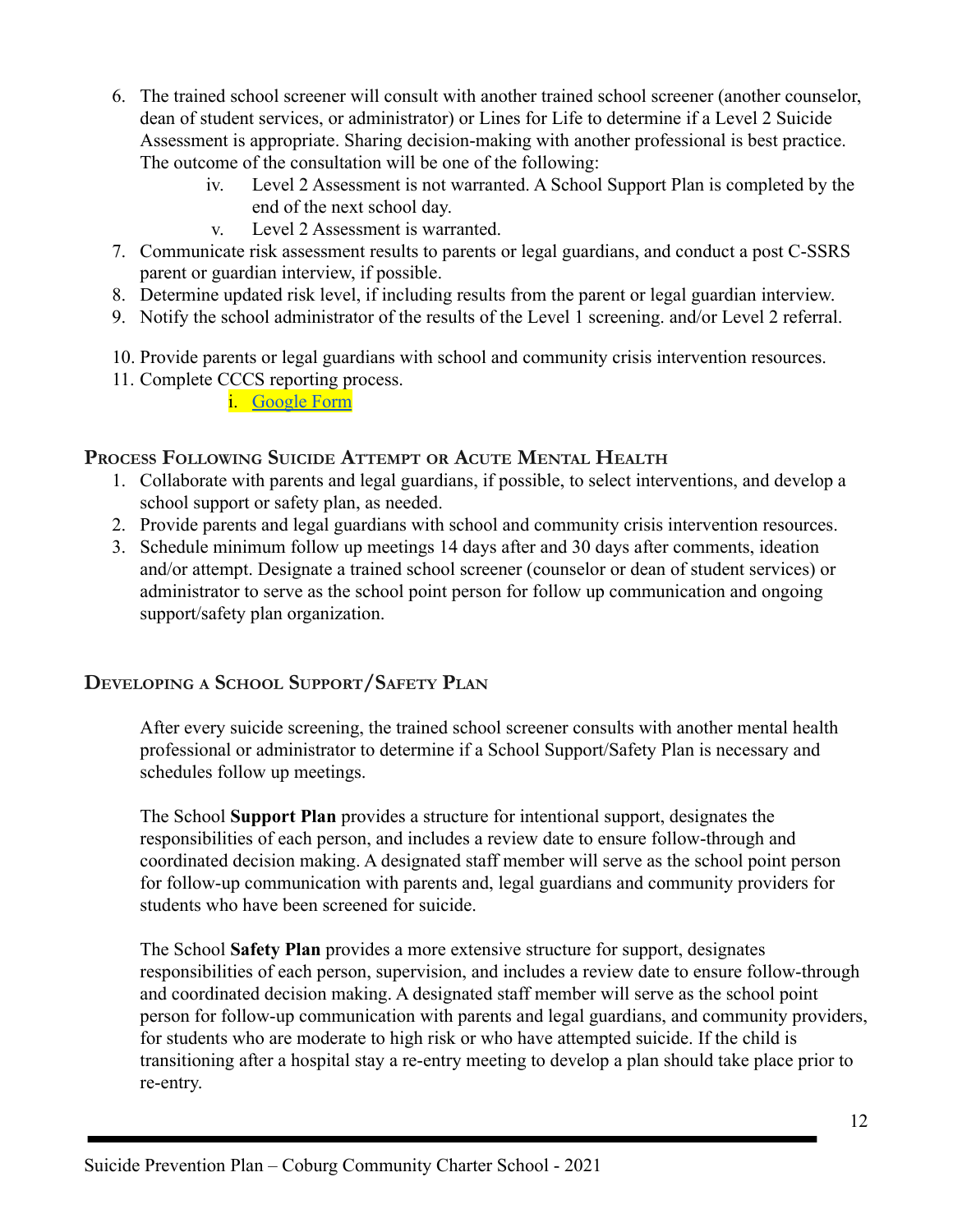6. The trained school screener will consult with another trained school screener (another counselor, dean of student services, or administrator) or Lines for Life to determine if a Level 2 Suicide Assessment is appropriate. Sharing decision-making with another professional is best practice. The outcome of the consultation will be one of the following:
    iv. Level 2 Assessment is not warranted. A School Support Plan is completed by the end of the next school day.
    v. Level 2 Assessment is warranted.
7. Communicate risk assessment results to parents or legal guardians, and conduct a post C-SSRS parent or guardian interview, if possible.
8. Determine updated risk level, if including results from the parent or legal guardian interview.
9. Notify the school administrator of the results of the Level 1 screening. and/or Level 2 referral.
10. Provide parents or legal guardians with school and community crisis intervention resources.
11. Complete CCCS reporting process.
    i. Google Form

## Process Following Suicide Attempt or Acute Mental Health

1. Collaborate with parents and legal guardians, if possible, to select interventions, and develop a school support or safety plan, as needed.
2. Provide parents and legal guardians with school and community crisis intervention resources.
3. Schedule minimum follow up meetings 14 days after and 30 days after comments, ideation and/or attempt. Designate a trained school screener (counselor or dean of student services) or administrator to serve as the school point person for follow up communication and ongoing support/safety plan organization.

## Developing a School Support/Safety Plan

After every suicide screening, the trained school screener consults with another mental health professional or administrator to determine if a School Support/Safety Plan is necessary and schedules follow up meetings.

The School **Support Plan** provides a structure for intentional support, designates the responsibilities of each person, and includes a review date to ensure follow-through and coordinated decision making. A designated staff member will serve as the school point person for follow-up communication with parents and, legal guardians and community providers for students who have been screened for suicide.

The School **Safety Plan** provides a more extensive structure for support, designates responsibilities of each person, supervision, and includes a review date to ensure follow-through and coordinated decision making. A designated staff member will serve as the school point person for follow-up communication with parents and legal guardians, and community providers, for students who are moderate to high risk or who have attempted suicide. If the child is transitioning after a hospital stay a re-entry meeting to develop a plan should take place prior to re-entry.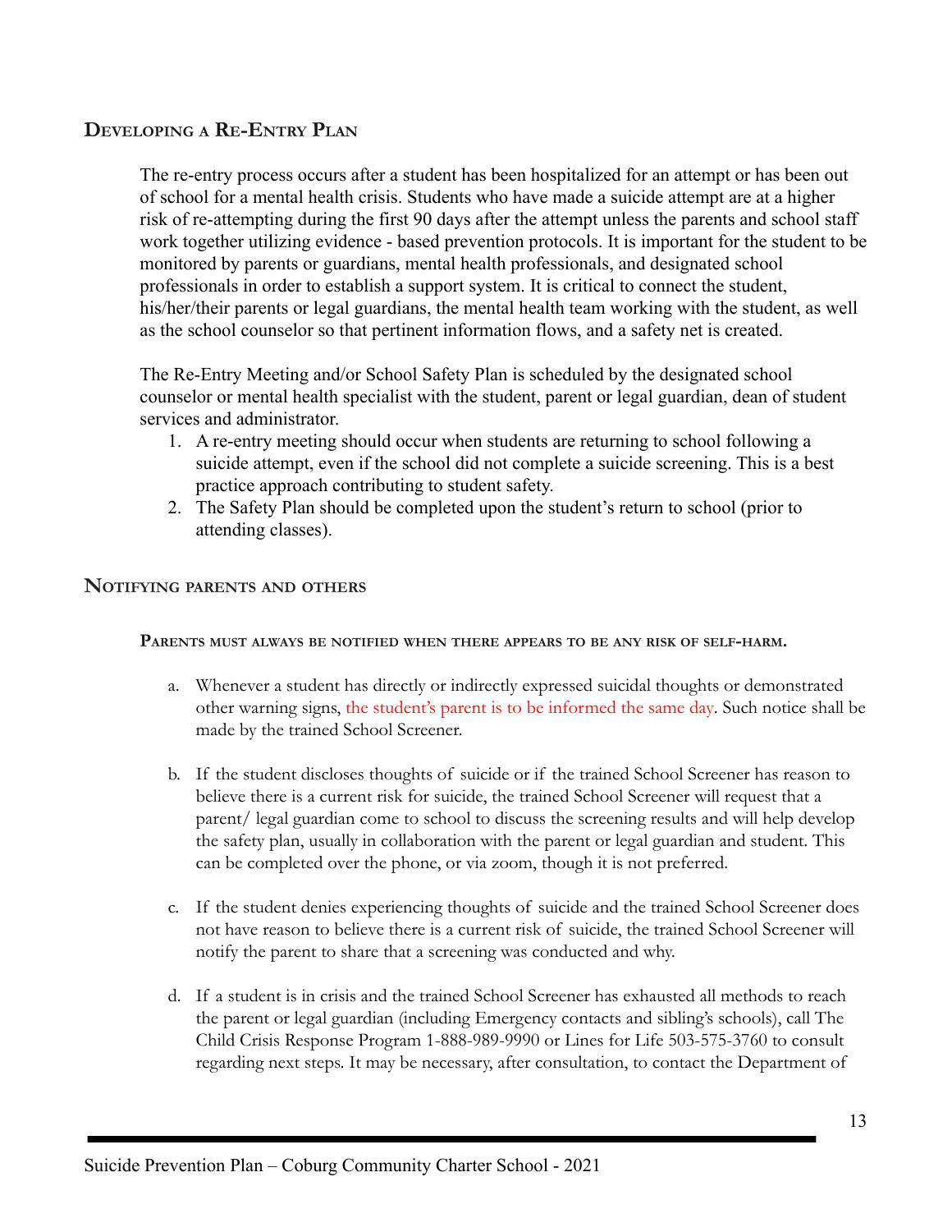## Developing a Re-Entry Plan

The re-entry process occurs after a student has been hospitalized for an attempt or has been out of school for a mental health crisis. Students who have made a suicide attempt are at a higher risk of re-attempting during the first 90 days after the attempt unless the parents and school staff work together utilizing evidence - based prevention protocols. It is important for the student to be monitored by parents or guardians, mental health professionals, and designated school professionals in order to establish a support system. It is critical to connect the student, his/her/their parents or legal guardians, the mental health team working with the student, as well as the school counselor so that pertinent information flows, and a safety net is created.

The Re-Entry Meeting and/or School Safety Plan is scheduled by the designated school counselor or mental health specialist with the student, parent or legal guardian, dean of student services and administrator.

1. A re-entry meeting should occur when students are returning to school following a suicide attempt, even if the school did not complete a suicide screening. This is a best practice approach contributing to student safety.
2. The Safety Plan should be completed upon the student's return to school (prior to attending classes).

## Notifying parents and others

#### Parents must always be notified when there appears to be any risk of self-harm.

a. Whenever a student has directly or indirectly expressed suicidal thoughts or demonstrated other warning signs, the student's parent is to be informed the same day. Such notice shall be made by the trained School Screener.

b. If the student discloses thoughts of suicide or if the trained School Screener has reason to believe there is a current risk for suicide, the trained School Screener will request that a parent/ legal guardian come to school to discuss the screening results and will help develop the safety plan, usually in collaboration with the parent or legal guardian and student. This can be completed over the phone, or via zoom, though it is not preferred.

c. If the student denies experiencing thoughts of suicide and the trained School Screener does not have reason to believe there is a current risk of suicide, the trained School Screener will notify the parent to share that a screening was conducted and why.

d. If a student is in crisis and the trained School Screener has exhausted all methods to reach the parent or legal guardian (including Emergency contacts and sibling's schools), call The Child Crisis Response Program 1-888-989-9990 or Lines for Life 503-575-3760 to consult regarding next steps. It may be necessary, after consultation, to contact the Department of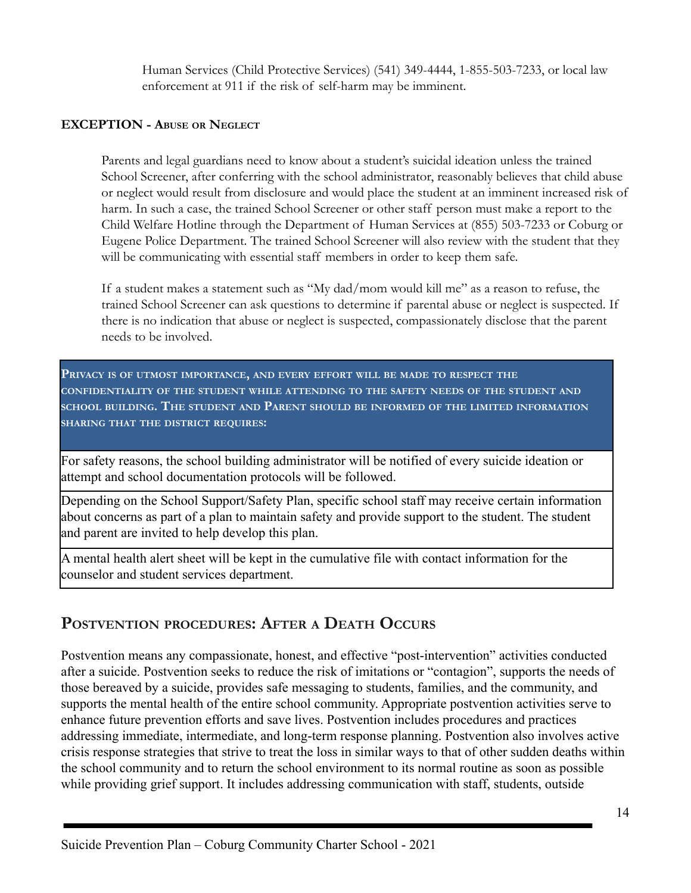Human Services (Child Protective Services) (541) 349-4444, 1-855-503-7233, or local law enforcement at 911 if the risk of self-harm may be imminent.

**EXCEPTION - ABUSE OR NEGLECT**

Parents and legal guardians need to know about a student's suicidal ideation unless the trained School Screener, after conferring with the school administrator, reasonably believes that child abuse or neglect would result from disclosure and would place the student at an imminent increased risk of harm. In such a case, the trained School Screener or other staff person must make a report to the Child Welfare Hotline through the Department of Human Services at (855) 503-7233 or Coburg or Eugene Police Department. The trained School Screener will also review with the student that they will be communicating with essential staff members in order to keep them safe.

If a student makes a statement such as "My dad/mom would kill me" as a reason to refuse, the trained School Screener can ask questions to determine if parental abuse or neglect is suspected. If there is no indication that abuse or neglect is suspected, compassionately disclose that the parent needs to be involved.

| **PRIVACY IS OF UTMOST IMPORTANCE, AND EVERY EFFORT WILL BE MADE TO RESPECT THE CONFIDENTIALITY OF THE STUDENT WHILE ATTENDING TO THE SAFETY NEEDS OF THE STUDENT AND SCHOOL BUILDING. THE STUDENT AND PARENT SHOULD BE INFORMED OF THE LIMITED INFORMATION SHARING THAT THE DISTRICT REQUIRES:** |
| --- |
| For safety reasons, the school building administrator will be notified of every suicide ideation or attempt and school documentation protocols will be followed. |
| Depending on the School Support/Safety Plan, specific school staff may receive certain information about concerns as part of a plan to maintain safety and provide support to the student. The student and parent are invited to help develop this plan. |
| A mental health alert sheet will be kept in the cumulative file with contact information for the counselor and student services department. |

## POSTVENTION PROCEDURES: AFTER A DEATH OCCURS

Postvention means any compassionate, honest, and effective "post-intervention" activities conducted after a suicide. Postvention seeks to reduce the risk of imitations or "contagion", supports the needs of those bereaved by a suicide, provides safe messaging to students, families, and the community, and supports the mental health of the entire school community. Appropriate postvention activities serve to enhance future prevention efforts and save lives. Postvention includes procedures and practices addressing immediate, intermediate, and long-term response planning. Postvention also involves active crisis response strategies that strive to treat the loss in similar ways to that of other sudden deaths within the school community and to return the school environment to its normal routine as soon as possible while providing grief support. It includes addressing communication with staff, students, outside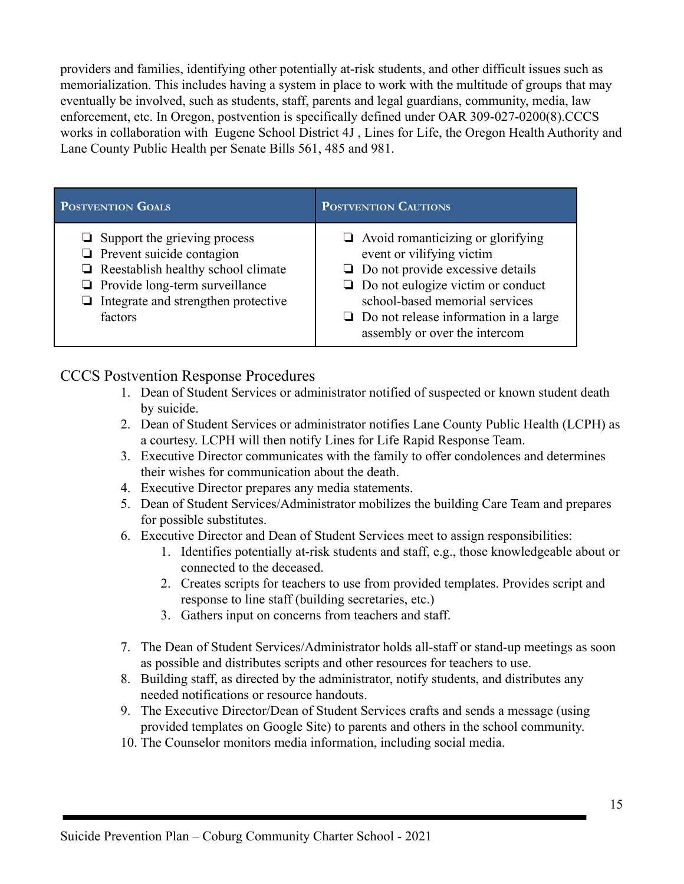providers and families, identifying other potentially at-risk students, and other difficult issues such as memorialization. This includes having a system in place to work with the multitude of groups that may eventually be involved, such as students, staff, parents and legal guardians, community, media, law enforcement, etc. In Oregon, postvention is specifically defined under OAR 309-027-0200(8).CCCS works in collaboration with Eugene School District 4J , Lines for Life, the Oregon Health Authority and Lane County Public Health per Senate Bills 561, 485 and 981.

| Postvention Goals | Postvention Cautions |
|---|---|
| ❏ Support the grieving process<br>❏ Prevent suicide contagion<br>❏ Reestablish healthy school climate<br>❏ Provide long-term surveillance<br>❏ Integrate and strengthen protective factors | ❏ Avoid romanticizing or glorifying event or vilifying victim<br>❏ Do not provide excessive details<br>❏ Do not eulogize victim or conduct school-based memorial services<br>❏ Do not release information in a large assembly or over the intercom |

## CCCS Postvention Response Procedures

1. Dean of Student Services or administrator notified of suspected or known student death by suicide.
2. Dean of Student Services or administrator notifies Lane County Public Health (LCPH) as a courtesy. LCPH will then notify Lines for Life Rapid Response Team.
3. Executive Director communicates with the family to offer condolences and determines their wishes for communication about the death.
4. Executive Director prepares any media statements.
5. Dean of Student Services/Administrator mobilizes the building Care Team and prepares for possible substitutes.
6. Executive Director and Dean of Student Services meet to assign responsibilities:
    1. Identifies potentially at-risk students and staff, e.g., those knowledgeable about or connected to the deceased.
    2. Creates scripts for teachers to use from provided templates. Provides script and response to line staff (building secretaries, etc.)
    3. Gathers input on concerns from teachers and staff.
7. The Dean of Student Services/Administrator holds all-staff or stand-up meetings as soon as possible and distributes scripts and other resources for teachers to use.
8. Building staff, as directed by the administrator, notify students, and distributes any needed notifications or resource handouts.
9. The Executive Director/Dean of Student Services crafts and sends a message (using provided templates on Google Site) to parents and others in the school community.
10. The Counselor monitors media information, including social media.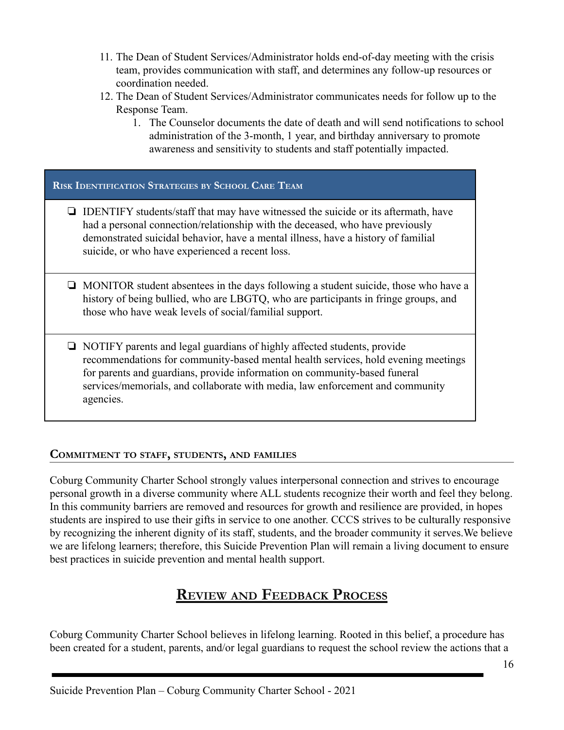11. The Dean of Student Services/Administrator holds end-of-day meeting with the crisis team, provides communication with staff, and determines any follow-up resources or coordination needed.
12. The Dean of Student Services/Administrator communicates needs for follow up to the Response Team.
    1. The Counselor documents the date of death and will send notifications to school administration of the 3-month, 1 year, and birthday anniversary to promote awareness and sensitivity to students and staff potentially impacted.

| Risk Identification Strategies by School Care Team |
| --- |
| ❏ IDENTIFY students/staff that may have witnessed the suicide or its aftermath, have had a personal connection/relationship with the deceased, who have previously demonstrated suicidal behavior, have a mental illness, have a history of familial suicide, or who have experienced a recent loss. |
| ❏ MONITOR student absentees in the days following a student suicide, those who have a history of being bullied, who are LBGTQ, who are participants in fringe groups, and those who have weak levels of social/familial support. |
| ❏ NOTIFY parents and legal guardians of highly affected students, provide recommendations for community-based mental health services, hold evening meetings for parents and guardians, provide information on community-based funeral services/memorials, and collaborate with media, law enforcement and community agencies. |

### Commitment to staff, students, and families

Coburg Community Charter School strongly values interpersonal connection and strives to encourage personal growth in a diverse community where ALL students recognize their worth and feel they belong. In this community barriers are removed and resources for growth and resilience are provided, in hopes students are inspired to use their gifts in service to one another. CCCS strives to be culturally responsive by recognizing the inherent dignity of its staff, students, and the broader community it serves.We believe we are lifelong learners; therefore, this Suicide Prevention Plan will remain a living document to ensure best practices in suicide prevention and mental health support.

## Review and Feedback Process

Coburg Community Charter School believes in lifelong learning. Rooted in this belief, a procedure has been created for a student, parents, and/or legal guardians to request the school review the actions that a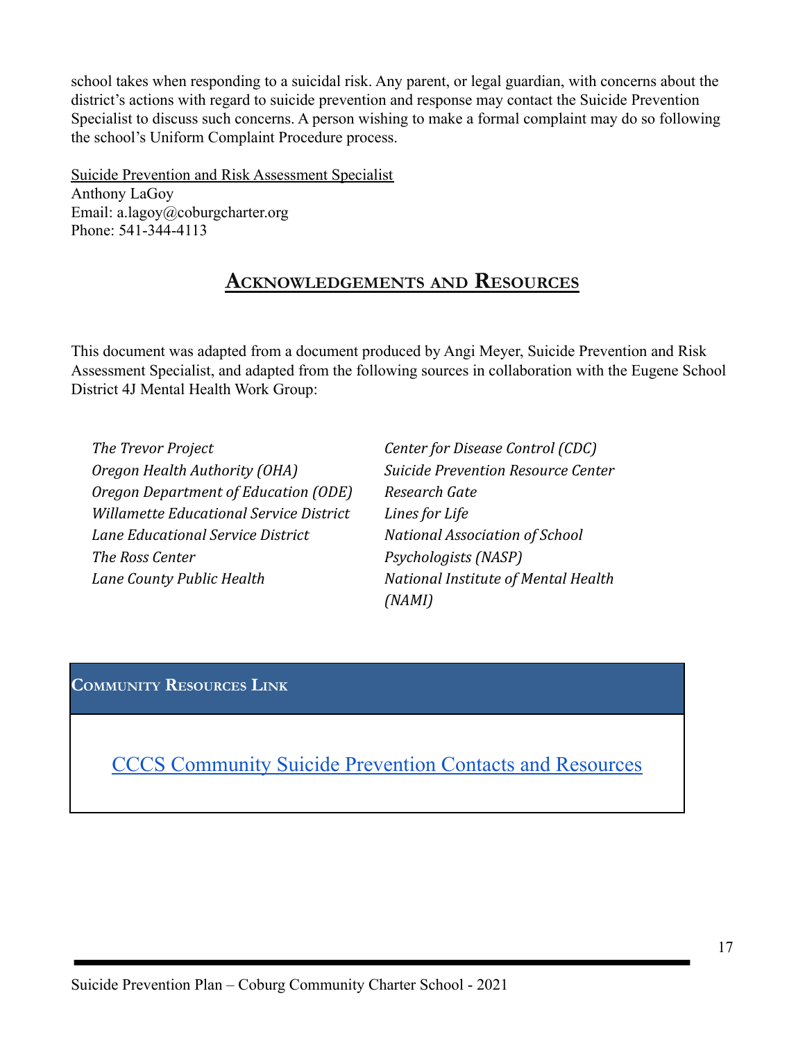school takes when responding to a suicidal risk. Any parent, or legal guardian, with concerns about the district's actions with regard to suicide prevention and response may contact the Suicide Prevention Specialist to discuss such concerns. A person wishing to make a formal complaint may do so following the school's Uniform Complaint Procedure process.

Suicide Prevention and Risk Assessment Specialist
Anthony LaGoy
Email: a.lagoy@coburgcharter.org
Phone: 541-344-4113

## Acknowledgements and Resources

This document was adapted from a document produced by Angi Meyer, Suicide Prevention and Risk Assessment Specialist, and adapted from the following sources in collaboration with the Eugene School District 4J Mental Health Work Group:

*The Trevor Project*
*Oregon Health Authority (OHA)*
*Oregon Department of Education (ODE)*
*Willamette Educational Service District*
*Lane Educational Service District*
*The Ross Center*
*Lane County Public Health*
*Center for Disease Control (CDC)*
*Suicide Prevention Resource Center*
*Research Gate*
*Lines for Life*
*National Association of School Psychologists (NASP)*
*National Institute of Mental Health (NAMI)*

| **Community Resources Link** |
| --- |
| CCCS Community Suicide Prevention Contacts and Resources |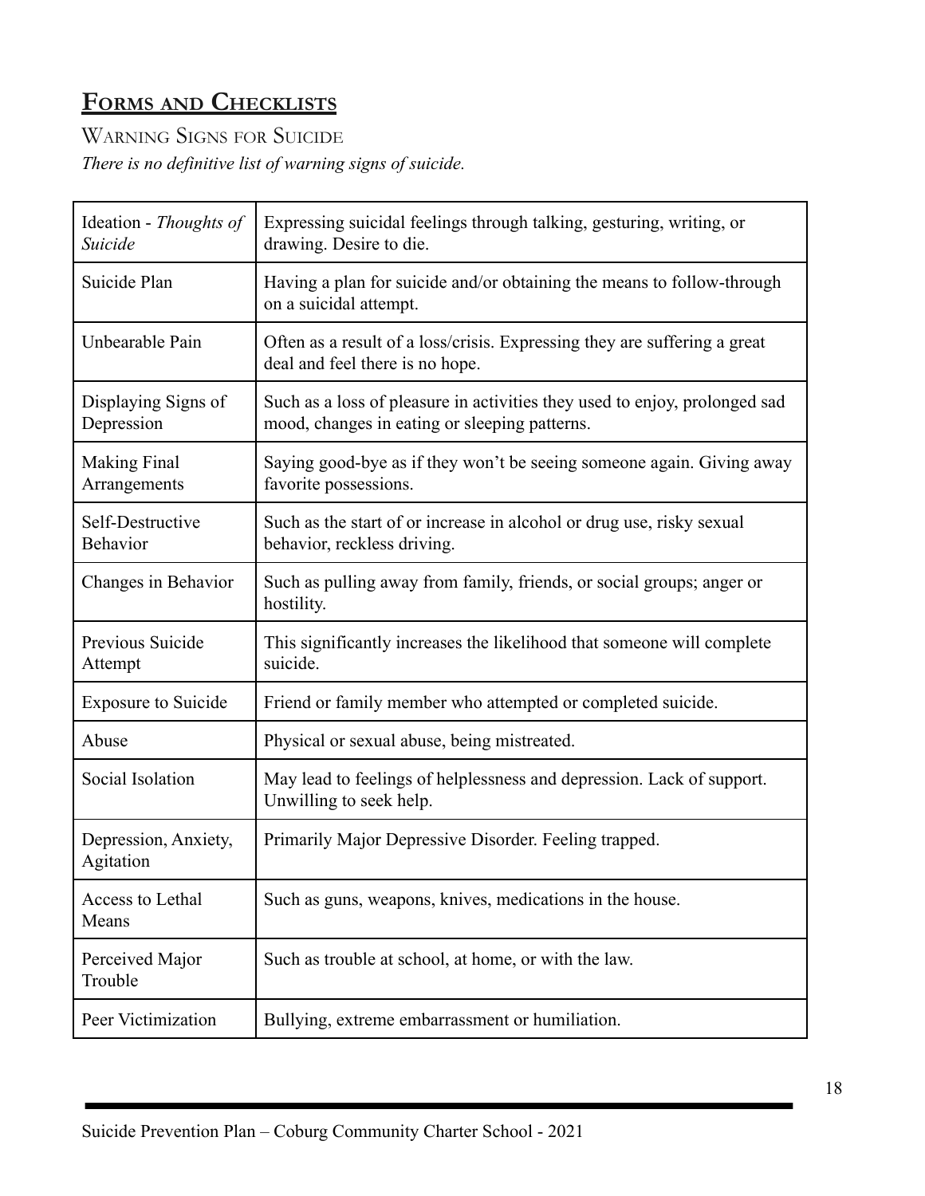## **Forms and Checklists**

### Warning Signs for Suicide

*There is no definitive list of warning signs of suicide.*

| | |
|---|---|
| Ideation - *Thoughts of Suicide* | Expressing suicidal feelings through talking, gesturing, writing, or drawing. Desire to die. |
| Suicide Plan | Having a plan for suicide and/or obtaining the means to follow-through on a suicidal attempt. |
| Unbearable Pain | Often as a result of a loss/crisis. Expressing they are suffering a great deal and feel there is no hope. |
| Displaying Signs of Depression | Such as a loss of pleasure in activities they used to enjoy, prolonged sad mood, changes in eating or sleeping patterns. |
| Making Final Arrangements | Saying good-bye as if they won't be seeing someone again. Giving away favorite possessions. |
| Self-Destructive Behavior | Such as the start of or increase in alcohol or drug use, risky sexual behavior, reckless driving. |
| Changes in Behavior | Such as pulling away from family, friends, or social groups; anger or hostility. |
| Previous Suicide Attempt | This significantly increases the likelihood that someone will complete suicide. |
| Exposure to Suicide | Friend or family member who attempted or completed suicide. |
| Abuse | Physical or sexual abuse, being mistreated. |
| Social Isolation | May lead to feelings of helplessness and depression. Lack of support. Unwilling to seek help. |
| Depression, Anxiety, Agitation | Primarily Major Depressive Disorder. Feeling trapped. |
| Access to Lethal Means | Such as guns, weapons, knives, medications in the house. |
| Perceived Major Trouble | Such as trouble at school, at home, or with the law. |
| Peer Victimization | Bullying, extreme embarrassment or humiliation. |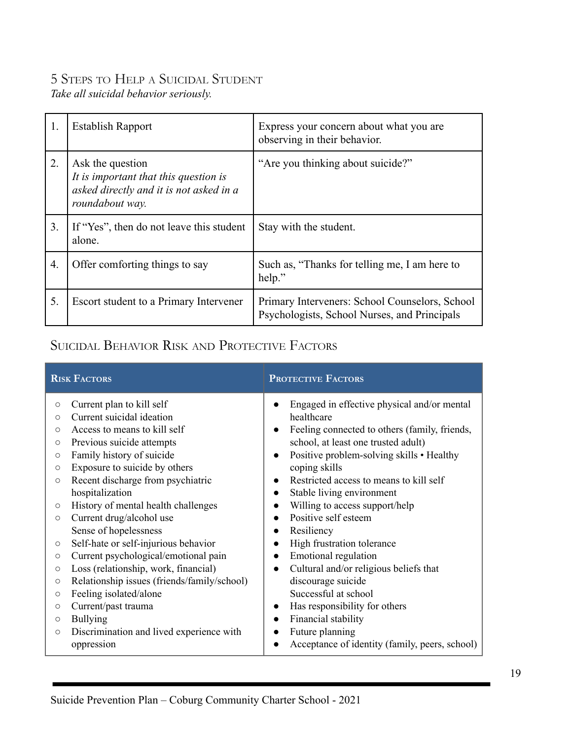## 5 Steps to Help a Suicidal Student

*Take all suicidal behavior seriously.*

| | | |
|---|---|---|
| 1. | Establish Rapport | Express your concern about what you are observing in their behavior. |
| 2. | Ask the question *It is important that this question is asked directly and it is not asked in a roundabout way.* | "Are you thinking about suicide?" |
| 3. | If "Yes", then do not leave this student alone. | Stay with the student. |
| 4. | Offer comforting things to say | Such as, "Thanks for telling me, I am here to help." |
| 5. | Escort student to a Primary Intervener | Primary Interveners: School Counselors, School Psychologists, School Nurses, and Principals |

## Suicidal Behavior Risk and Protective Factors

| **Risk Factors** | **Protective Factors** |
|---|---|
| ○ Current plan to kill self<br>○ Current suicidal ideation<br>○ Access to means to kill self<br>○ Previous suicide attempts<br>○ Family history of suicide<br>○ Exposure to suicide by others<br>○ Recent discharge from psychiatric hospitalization<br>○ History of mental health challenges<br>○ Current drug/alcohol use<br>Sense of hopelessness<br>○ Self-hate or self-injurious behavior<br>○ Current psychological/emotional pain<br>○ Loss (relationship, work, financial)<br>○ Relationship issues (friends/family/school)<br>○ Feeling isolated/alone<br>○ Current/past trauma<br>○ Bullying<br>○ Discrimination and lived experience with oppression | ● Engaged in effective physical and/or mental healthcare<br>● Feeling connected to others (family, friends, school, at least one trusted adult)<br>● Positive problem-solving skills • Healthy coping skills<br>● Restricted access to means to kill self<br>● Stable living environment<br>● Willing to access support/help<br>● Positive self esteem<br>● Resiliency<br>● High frustration tolerance<br>● Emotional regulation<br>● Cultural and/or religious beliefs that discourage suicide<br>Successful at school<br>● Has responsibility for others<br>● Financial stability<br>● Future planning<br>● Acceptance of identity (family, peers, school) |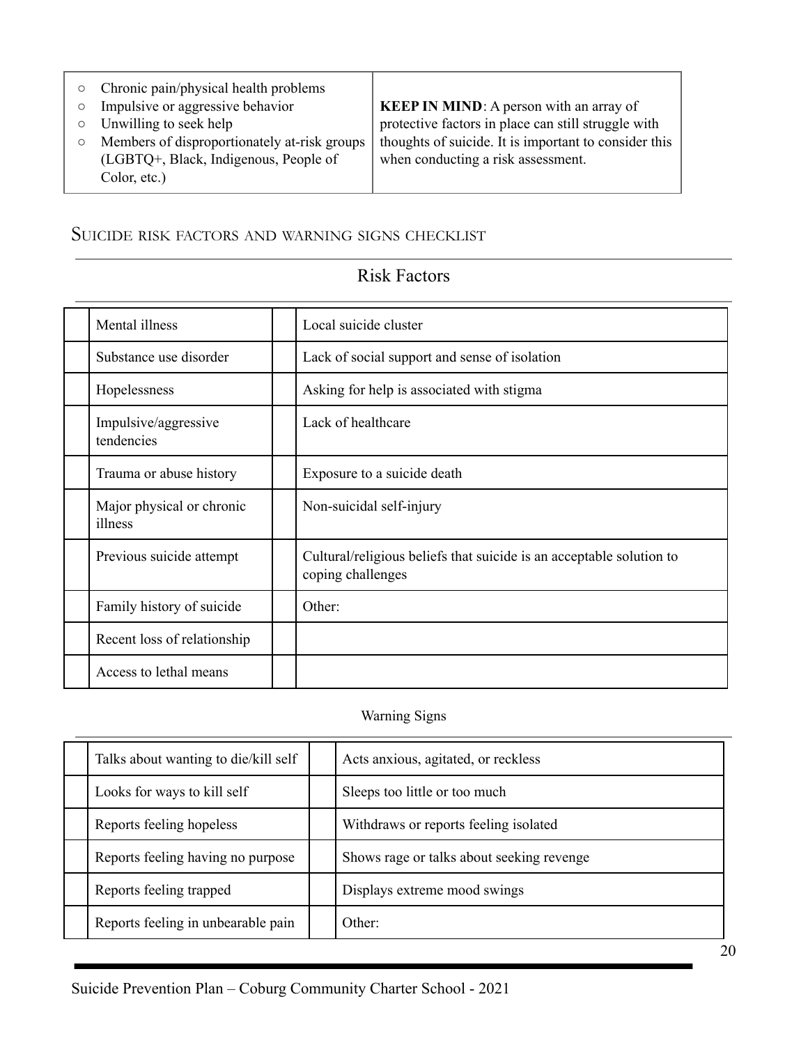| | |
|---|---|
| ○ Chronic pain/physical health problems<br>○ Impulsive or aggressive behavior<br>○ Unwilling to seek help<br>○ Members of disproportionately at-risk groups (LGBTQ+, Black, Indigenous, People of Color, etc.) | **KEEP IN MIND**: A person with an array of protective factors in place can still struggle with thoughts of suicide. It is important to consider this when conducting a risk assessment. |

## Suicide risk factors and warning signs checklist

### Risk Factors

| | | | |
|---|---|---|---|
| | Mental illness | | Local suicide cluster |
| | Substance use disorder | | Lack of social support and sense of isolation |
| | Hopelessness | | Asking for help is associated with stigma |
| | Impulsive/aggressive tendencies | | Lack of healthcare |
| | Trauma or abuse history | | Exposure to a suicide death |
| | Major physical or chronic illness | | Non-suicidal self-injury |
| | Previous suicide attempt | | Cultural/religious beliefs that suicide is an acceptable solution to coping challenges |
| | Family history of suicide | | Other: |
| | Recent loss of relationship | | |
| | Access to lethal means | | |

### Warning Signs

| | | | |
|---|---|---|---|
| | Talks about wanting to die/kill self | | Acts anxious, agitated, or reckless |
| | Looks for ways to kill self | | Sleeps too little or too much |
| | Reports feeling hopeless | | Withdraws or reports feeling isolated |
| | Reports feeling having no purpose | | Shows rage or talks about seeking revenge |
| | Reports feeling trapped | | Displays extreme mood swings |
| | Reports feeling in unbearable pain | | Other: |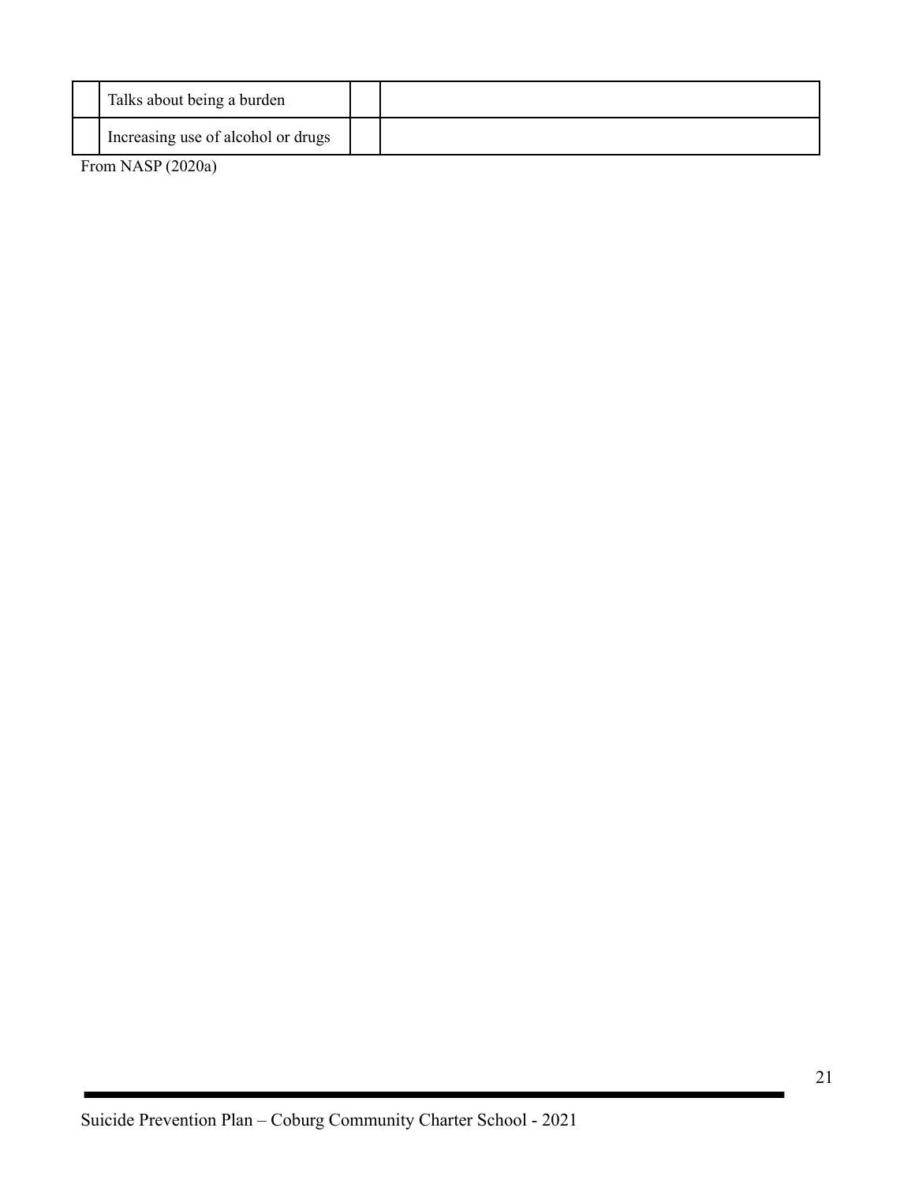|  |  |  |  |
|---|---|---|---|
|  | Talks about being a burden |  |  |
|  | Increasing use of alcohol or drugs |  |  |

From NASP (2020a)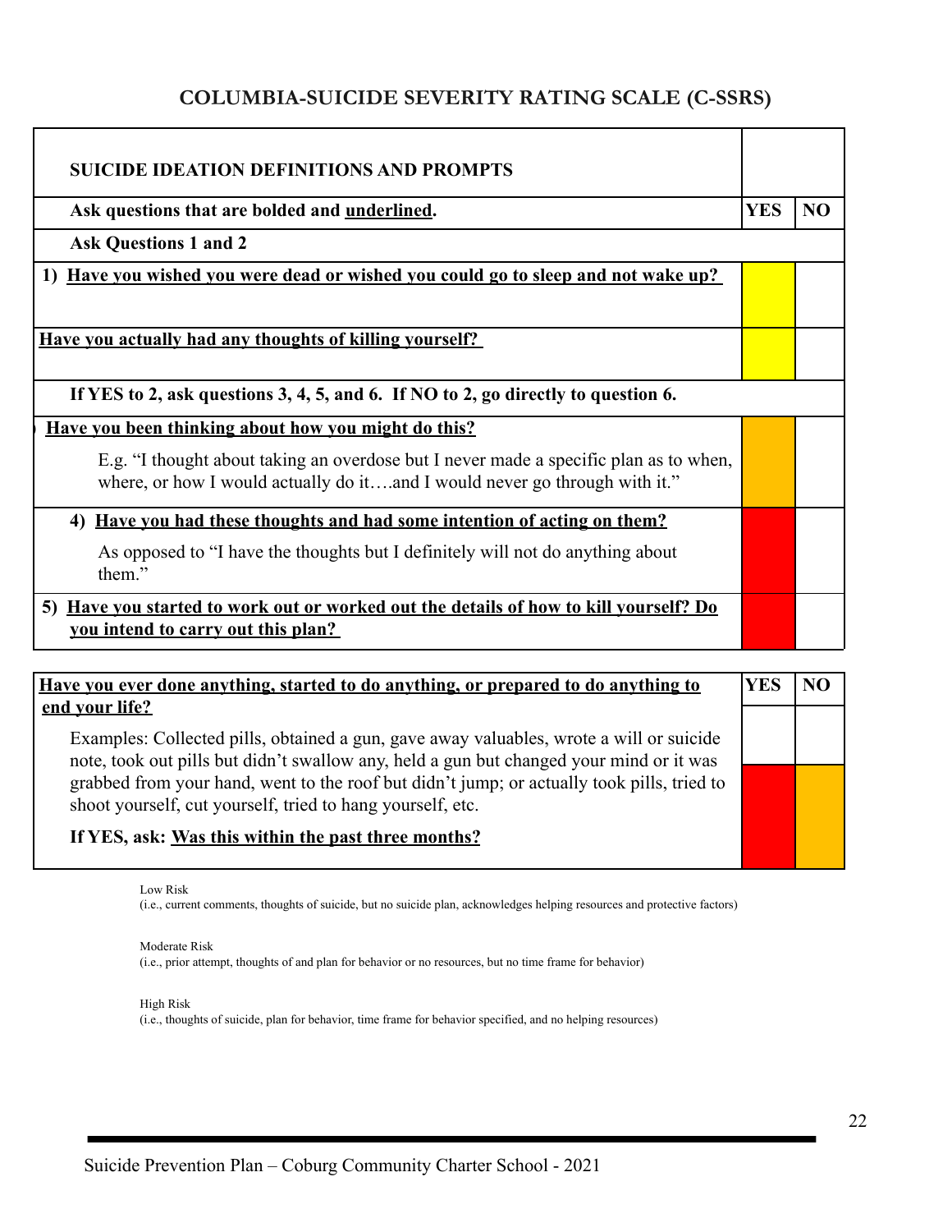# COLUMBIA-SUICIDE SEVERITY RATING SCALE (C-SSRS)

| SUICIDE IDEATION DEFINITIONS AND PROMPTS | | |
|---|---|---|
| **Ask questions that are bolded and <u>underlined</u>.** | **YES** | **NO** |
| **Ask Questions 1 and 2** | | |
| **1) <u>Have you wished you were dead or wished you could go to sleep and not wake up?</u>** | | |
| **<u>Have you actually had any thoughts of killing yourself?</u>** | | |
| **If YES to 2, ask questions 3, 4, 5, and 6. If NO to 2, go directly to question 6.** | | |
| **<u>Have you been thinking about how you might do this?</u>** E.g. "I thought about taking an overdose but I never made a specific plan as to when, where, or how I would actually do it….and I would never go through with it." | | |
| **4) <u>Have you had these thoughts and had some intention of acting on them?</u>** As opposed to "I have the thoughts but I definitely will not do anything about them." | | |
| **5) <u>Have you started to work out or worked out the details of how to kill yourself? Do you intend to carry out this plan?</u>** | | |

| **<u>Have you ever done anything, started to do anything, or prepared to do anything to end your life?</u>** | **YES** | **NO** |
|---|---|---|
| Examples: Collected pills, obtained a gun, gave away valuables, wrote a will or suicide note, took out pills but didn't swallow any, held a gun but changed your mind or it was grabbed from your hand, went to the roof but didn't jump; or actually took pills, tried to shoot yourself, cut yourself, tried to hang yourself, etc. **If YES, ask: <u>Was this within the past three months?</u>** | | |

Low Risk
(i.e., current comments, thoughts of suicide, but no suicide plan, acknowledges helping resources and protective factors)

Moderate Risk
(i.e., prior attempt, thoughts of and plan for behavior or no resources, but no time frame for behavior)

High Risk
(i.e., thoughts of suicide, plan for behavior, time frame for behavior specified, and no helping resources)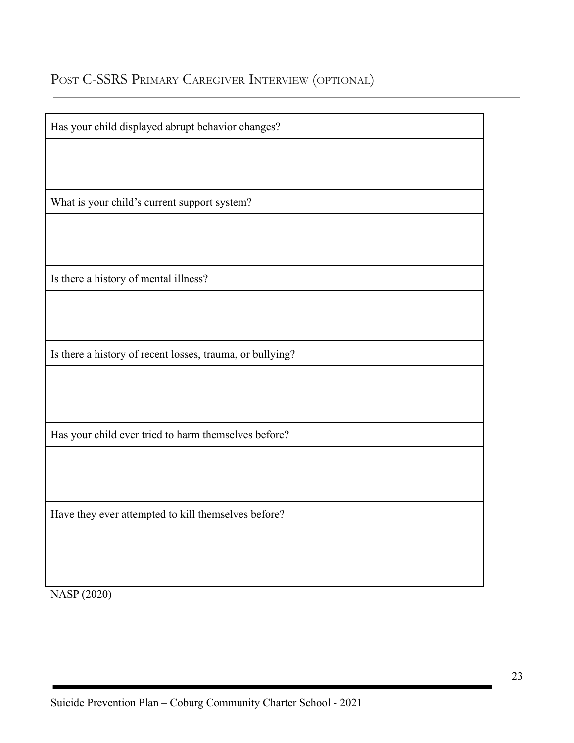## Post C-SSRS Primary Caregiver Interview (optional)

| Has your child displayed abrupt behavior changes? |
|---|
| |
| What is your child's current support system? |
| |
| Is there a history of mental illness? |
| |
| Is there a history of recent losses, trauma, or bullying? |
| |
| Has your child ever tried to harm themselves before? |
| |
| Have they ever attempted to kill themselves before? |
| |

NASP (2020)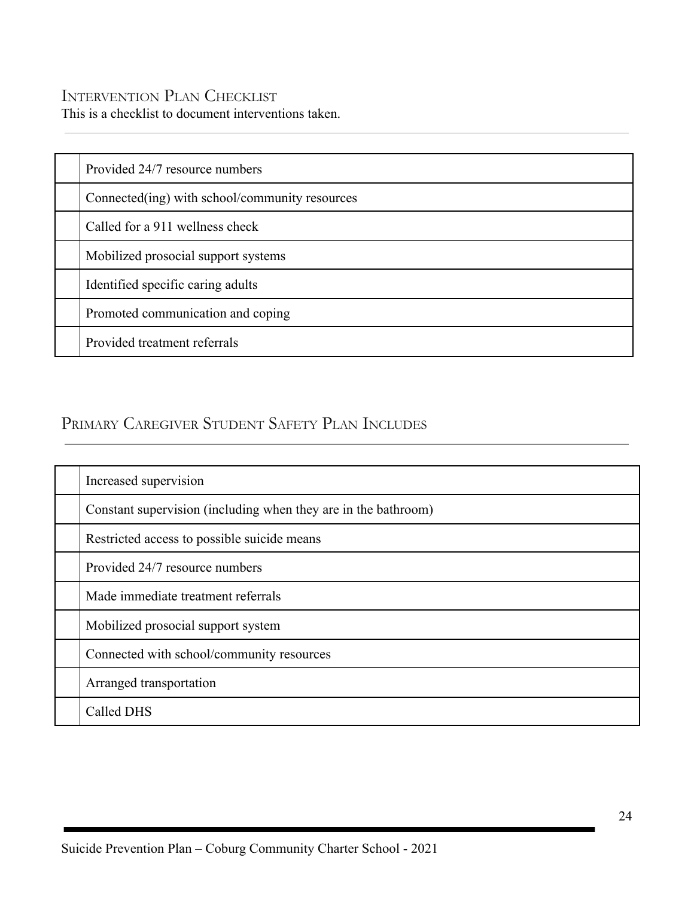## Intervention Plan Checklist

This is a checklist to document interventions taken.

| | |
|---|---|
| | Provided 24/7 resource numbers |
| | Connected(ing) with school/community resources |
| | Called for a 911 wellness check |
| | Mobilized prosocial support systems |
| | Identified specific caring adults |
| | Promoted communication and coping |
| | Provided treatment referrals |

## Primary Caregiver Student Safety Plan Includes

| | |
|---|---|
| | Increased supervision |
| | Constant supervision (including when they are in the bathroom) |
| | Restricted access to possible suicide means |
| | Provided 24/7 resource numbers |
| | Made immediate treatment referrals |
| | Mobilized prosocial support system |
| | Connected with school/community resources |
| | Arranged transportation |
| | Called DHS |